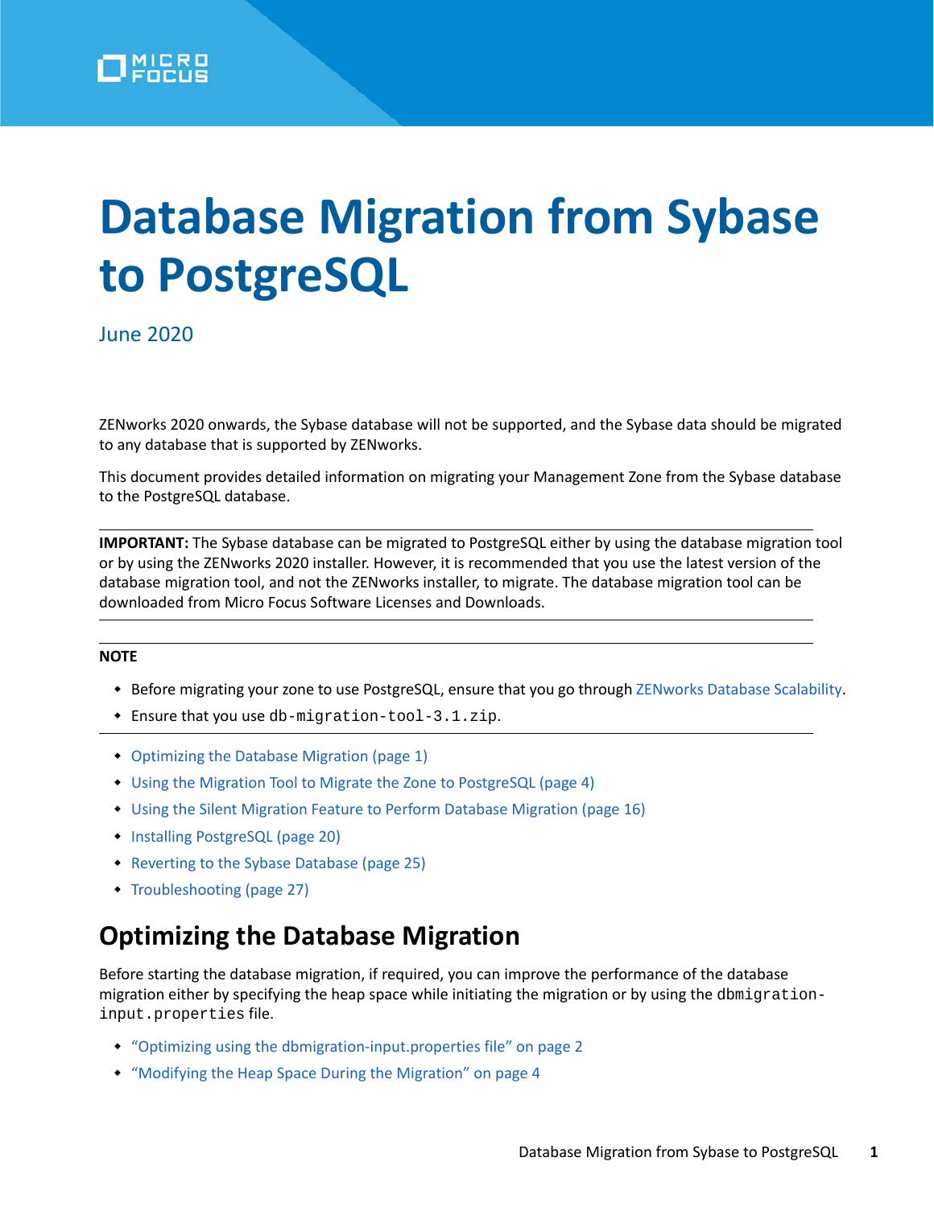# Database Migration from Sybase to PostgreSQL

June 2020

ZENworks 2020 onwards, the Sybase database will not be supported, and the Sybase data should be migrated to any database that is supported by ZENworks.

This document provides detailed information on migrating your Management Zone from the Sybase database to the PostgreSQL database.

**IMPORTANT:** The Sybase database can be migrated to PostgreSQL either by using the database migration tool or by using the ZENworks 2020 installer. However, it is recommended that you use the latest version of the database migration tool, and not the ZENworks installer, to migrate. The database migration tool can be downloaded from Micro Focus Software Licenses and Downloads.

**NOTE**

- Before migrating your zone to use PostgreSQL, ensure that you go through ZENworks Database Scalability.
- Ensure that you use `db-migration-tool-3.1.zip`.

- Optimizing the Database Migration (page 1)
- Using the Migration Tool to Migrate the Zone to PostgreSQL (page 4)
- Using the Silent Migration Feature to Perform Database Migration (page 16)
- Installing PostgreSQL (page 20)
- Reverting to the Sybase Database (page 25)
- Troubleshooting (page 27)

## Optimizing the Database Migration

Before starting the database migration, if required, you can improve the performance of the database migration either by specifying the heap space while initiating the migration or by using the `dbmigration-input.properties` file.

- "Optimizing using the dbmigration-input.properties file" on page 2
- "Modifying the Heap Space During the Migration" on page 4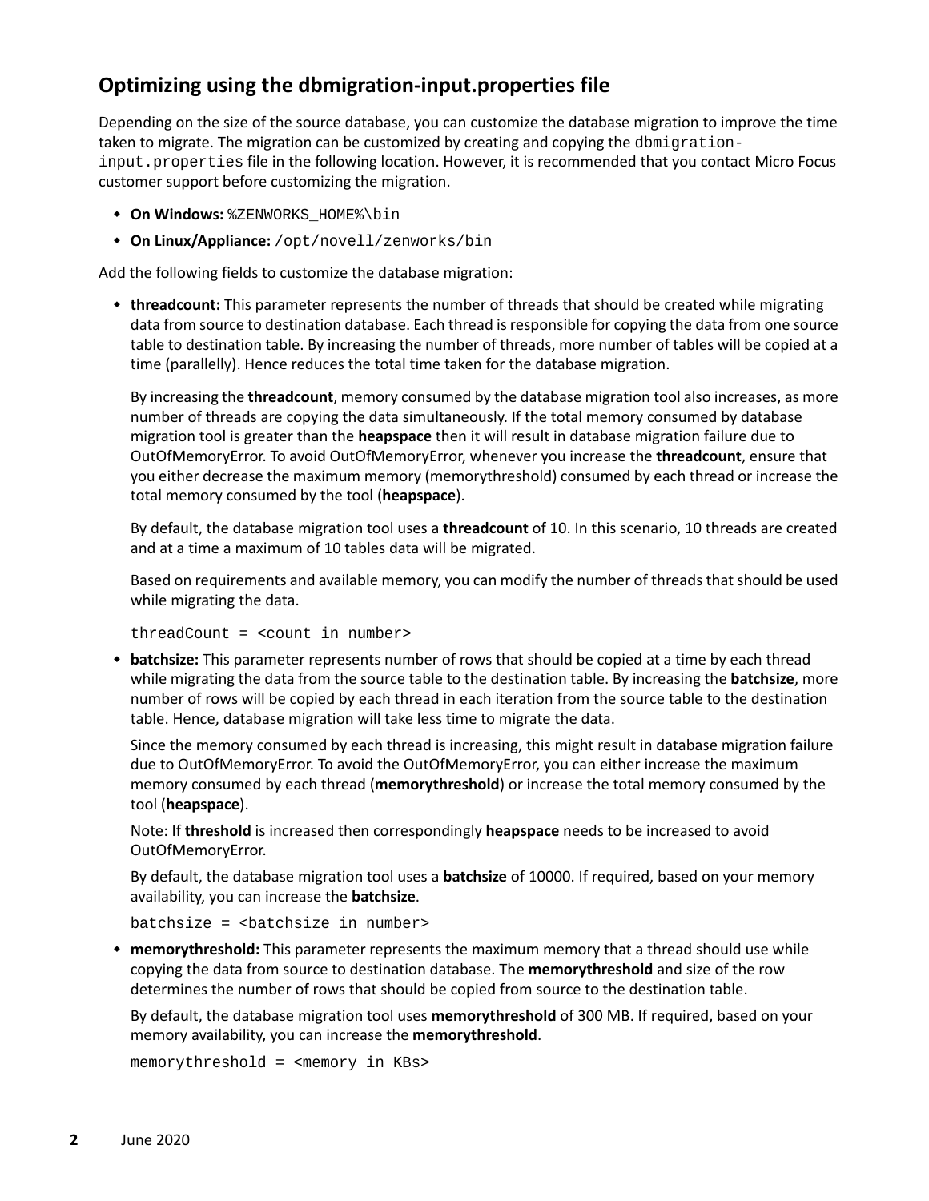## Optimizing using the dbmigration-input.properties file

Depending on the size of the source database, you can customize the database migration to improve the time taken to migrate. The migration can be customized by creating and copying the `dbmigration-input.properties` file in the following location. However, it is recommended that you contact Micro Focus customer support before customizing the migration.

- **On Windows:** `%ZENWORKS_HOME%\bin`
- **On Linux/Appliance:** `/opt/novell/zenworks/bin`

Add the following fields to customize the database migration:

- **threadcount:** This parameter represents the number of threads that should be created while migrating data from source to destination database. Each thread is responsible for copying the data from one source table to destination table. By increasing the number of threads, more number of tables will be copied at a time (parallelly). Hence reduces the total time taken for the database migration.

  By increasing the **threadcount**, memory consumed by the database migration tool also increases, as more number of threads are copying the data simultaneously. If the total memory consumed by database migration tool is greater than the **heapspace** then it will result in database migration failure due to OutOfMemoryError. To avoid OutOfMemoryError, whenever you increase the **threadcount**, ensure that you either decrease the maximum memory (memorythreshold) consumed by each thread or increase the total memory consumed by the tool (**heapspace**).

  By default, the database migration tool uses a **threadcount** of 10. In this scenario, 10 threads are created and at a time a maximum of 10 tables data will be migrated.

  Based on requirements and available memory, you can modify the number of threads that should be used while migrating the data.

  ```
  threadCount = <count in number>
  ```

- **batchsize:** This parameter represents number of rows that should be copied at a time by each thread while migrating the data from the source table to the destination table. By increasing the **batchsize**, more number of rows will be copied by each thread in each iteration from the source table to the destination table. Hence, database migration will take less time to migrate the data.

  Since the memory consumed by each thread is increasing, this might result in database migration failure due to OutOfMemoryError. To avoid the OutOfMemoryError, you can either increase the maximum memory consumed by each thread (**memorythreshold**) or increase the total memory consumed by the tool (**heapspace**).

  Note: If **threshold** is increased then correspondingly **heapspace** needs to be increased to avoid OutOfMemoryError.

  By default, the database migration tool uses a **batchsize** of 10000. If required, based on your memory availability, you can increase the **batchsize**.

  ```
  batchsize = <batchsize in number>
  ```

- **memorythreshold:** This parameter represents the maximum memory that a thread should use while copying the data from source to destination database. The **memorythreshold** and size of the row determines the number of rows that should be copied from source to the destination table.

  By default, the database migration tool uses **memorythreshold** of 300 MB. If required, based on your memory availability, you can increase the **memorythreshold**.

  ```
  memorythreshold = <memory in KBs>
  ```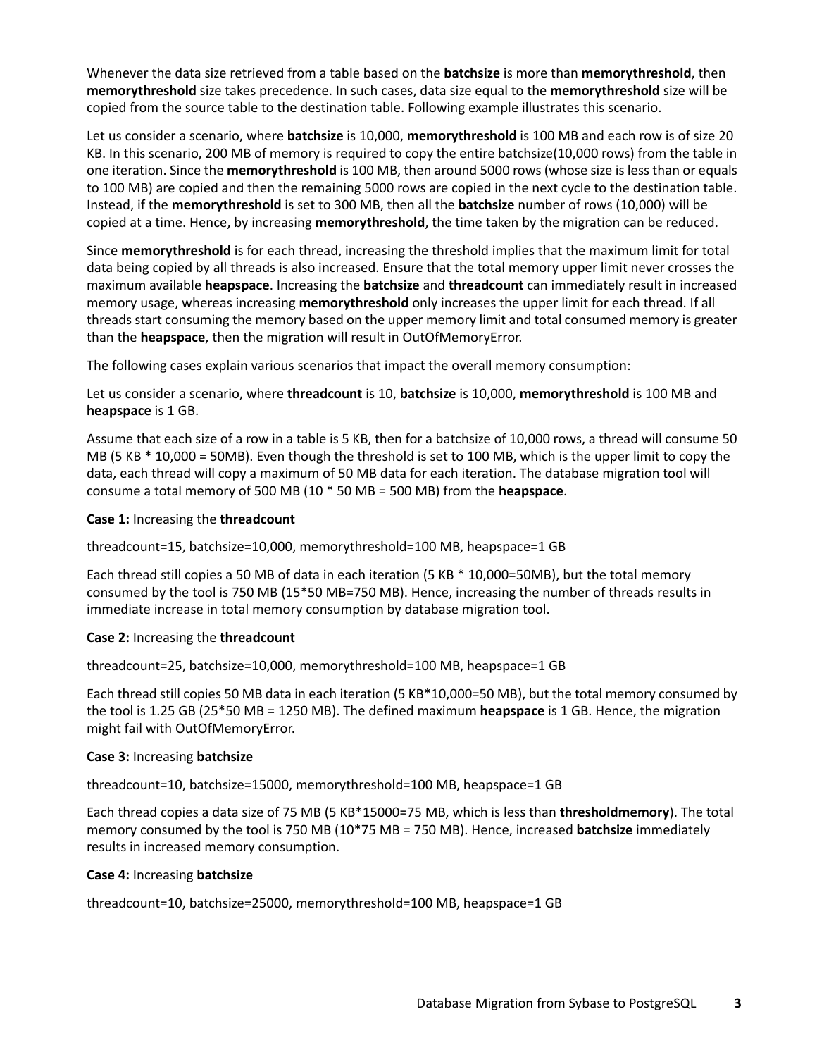Whenever the data size retrieved from a table based on the **batchsize** is more than **memorythreshold**, then **memorythreshold** size takes precedence. In such cases, data size equal to the **memorythreshold** size will be copied from the source table to the destination table. Following example illustrates this scenario.

Let us consider a scenario, where **batchsize** is 10,000, **memorythreshold** is 100 MB and each row is of size 20 KB. In this scenario, 200 MB of memory is required to copy the entire batchsize(10,000 rows) from the table in one iteration. Since the **memorythreshold** is 100 MB, then around 5000 rows (whose size is less than or equals to 100 MB) are copied and then the remaining 5000 rows are copied in the next cycle to the destination table. Instead, if the **memorythreshold** is set to 300 MB, then all the **batchsize** number of rows (10,000) will be copied at a time. Hence, by increasing **memorythreshold**, the time taken by the migration can be reduced.

Since **memorythreshold** is for each thread, increasing the threshold implies that the maximum limit for total data being copied by all threads is also increased. Ensure that the total memory upper limit never crosses the maximum available **heapspace**. Increasing the **batchsize** and **threadcount** can immediately result in increased memory usage, whereas increasing **memorythreshold** only increases the upper limit for each thread. If all threads start consuming the memory based on the upper memory limit and total consumed memory is greater than the **heapspace**, then the migration will result in OutOfMemoryError.

The following cases explain various scenarios that impact the overall memory consumption:

Let us consider a scenario, where **threadcount** is 10, **batchsize** is 10,000, **memorythreshold** is 100 MB and **heapspace** is 1 GB.

Assume that each size of a row in a table is 5 KB, then for a batchsize of 10,000 rows, a thread will consume 50 MB (5 KB * 10,000 = 50MB). Even though the threshold is set to 100 MB, which is the upper limit to copy the data, each thread will copy a maximum of 50 MB data for each iteration. The database migration tool will consume a total memory of 500 MB (10 * 50 MB = 500 MB) from the **heapspace**.

**Case 1:** Increasing the **threadcount**

threadcount=15, batchsize=10,000, memorythreshold=100 MB, heapspace=1 GB

Each thread still copies a 50 MB of data in each iteration (5 KB * 10,000=50MB), but the total memory consumed by the tool is 750 MB (15*50 MB=750 MB). Hence, increasing the number of threads results in immediate increase in total memory consumption by database migration tool.

**Case 2:** Increasing the **threadcount**

threadcount=25, batchsize=10,000, memorythreshold=100 MB, heapspace=1 GB

Each thread still copies 50 MB data in each iteration (5 KB*10,000=50 MB), but the total memory consumed by the tool is 1.25 GB (25*50 MB = 1250 MB). The defined maximum **heapspace** is 1 GB. Hence, the migration might fail with OutOfMemoryError.

**Case 3:** Increasing **batchsize**

threadcount=10, batchsize=15000, memorythreshold=100 MB, heapspace=1 GB

Each thread copies a data size of 75 MB (5 KB*15000=75 MB, which is less than **thresholdmemory**). The total memory consumed by the tool is 750 MB (10*75 MB = 750 MB). Hence, increased **batchsize** immediately results in increased memory consumption.

**Case 4:** Increasing **batchsize**

threadcount=10, batchsize=25000, memorythreshold=100 MB, heapspace=1 GB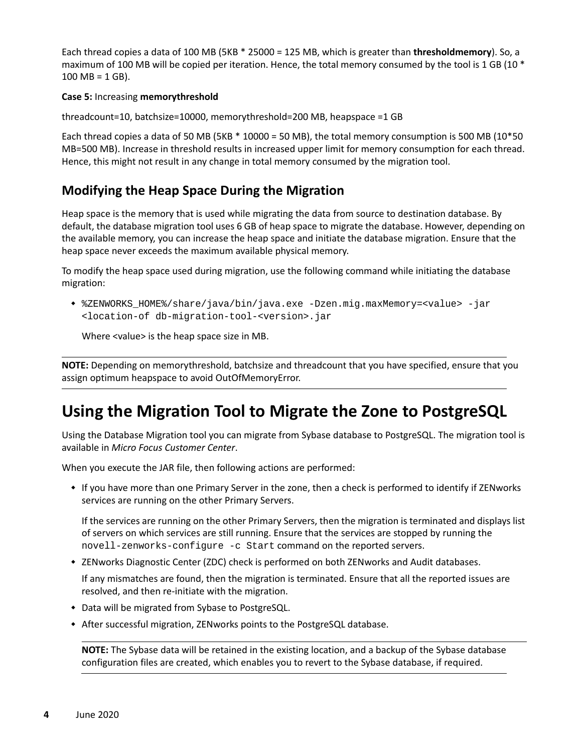Each thread copies a data of 100 MB (5KB * 25000 = 125 MB, which is greater than **thresholdmemory**). So, a maximum of 100 MB will be copied per iteration. Hence, the total memory consumed by the tool is 1 GB (10 * 100 MB = 1 GB).

**Case 5:** Increasing **memorythreshold**

threadcount=10, batchsize=10000, memorythreshold=200 MB, heapspace =1 GB

Each thread copies a data of 50 MB (5KB * 10000 = 50 MB), the total memory consumption is 500 MB (10*50 MB=500 MB). Increase in threshold results in increased upper limit for memory consumption for each thread. Hence, this might not result in any change in total memory consumed by the migration tool.

## Modifying the Heap Space During the Migration

Heap space is the memory that is used while migrating the data from source to destination database. By default, the database migration tool uses 6 GB of heap space to migrate the database. However, depending on the available memory, you can increase the heap space and initiate the database migration. Ensure that the heap space never exceeds the maximum available physical memory.

To modify the heap space used during migration, use the following command while initiating the database migration:

- `%ZENWORKS_HOME%/share/java/bin/java.exe -Dzen.mig.maxMemory=<value> -jar <location-of db-migration-tool-<version>.jar`

  Where <value> is the heap space size in MB.

**NOTE:** Depending on memorythreshold, batchsize and threadcount that you have specified, ensure that you assign optimum heapspace to avoid OutOfMemoryError.

# Using the Migration Tool to Migrate the Zone to PostgreSQL

Using the Database Migration tool you can migrate from Sybase database to PostgreSQL. The migration tool is available in *Micro Focus Customer Center*.

When you execute the JAR file, then following actions are performed:

- If you have more than one Primary Server in the zone, then a check is performed to identify if ZENworks services are running on the other Primary Servers.

  If the services are running on the other Primary Servers, then the migration is terminated and displays list of servers on which services are still running. Ensure that the services are stopped by running the `novell-zenworks-configure -c Start` command on the reported servers.

- ZENworks Diagnostic Center (ZDC) check is performed on both ZENworks and Audit databases.

  If any mismatches are found, then the migration is terminated. Ensure that all the reported issues are resolved, and then re-initiate with the migration.

- Data will be migrated from Sybase to PostgreSQL.
- After successful migration, ZENworks points to the PostgreSQL database.

**NOTE:** The Sybase data will be retained in the existing location, and a backup of the Sybase database configuration files are created, which enables you to revert to the Sybase database, if required.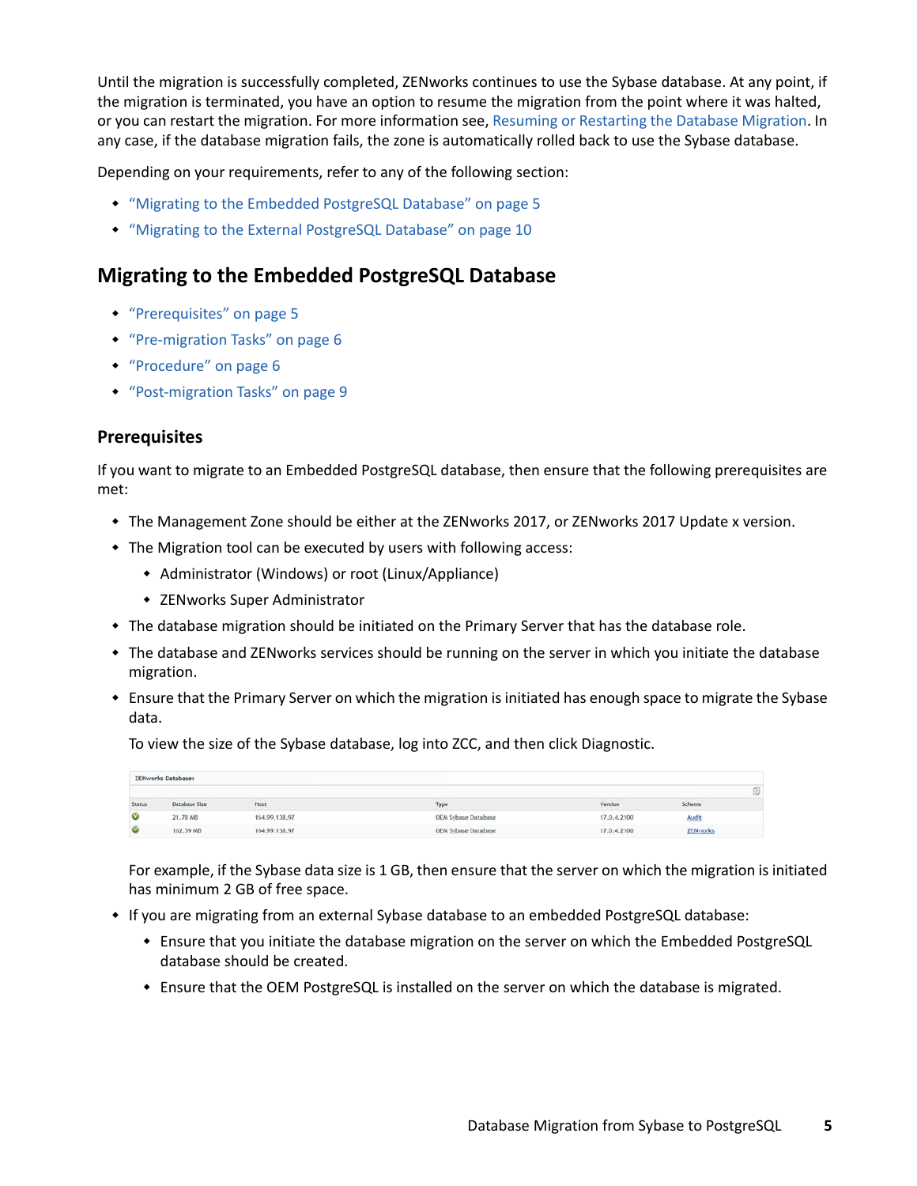Until the migration is successfully completed, ZENworks continues to use the Sybase database. At any point, if the migration is terminated, you have an option to resume the migration from the point where it was halted, or you can restart the migration. For more information see, Resuming or Restarting the Database Migration. In any case, if the database migration fails, the zone is automatically rolled back to use the Sybase database.

Depending on your requirements, refer to any of the following section:

- "Migrating to the Embedded PostgreSQL Database" on page 5
- "Migrating to the External PostgreSQL Database" on page 10

## Migrating to the Embedded PostgreSQL Database

- "Prerequisites" on page 5
- "Pre-migration Tasks" on page 6
- "Procedure" on page 6
- "Post-migration Tasks" on page 9

### Prerequisites

If you want to migrate to an Embedded PostgreSQL database, then ensure that the following prerequisites are met:

- The Management Zone should be either at the ZENworks 2017, or ZENworks 2017 Update x version.
- The Migration tool can be executed by users with following access:
  - Administrator (Windows) or root (Linux/Appliance)
  - ZENworks Super Administrator
- The database migration should be initiated on the Primary Server that has the database role.
- The database and ZENworks services should be running on the server in which you initiate the database migration.
- Ensure that the Primary Server on which the migration is initiated has enough space to migrate the Sybase data.

  To view the size of the Sybase database, log into ZCC, and then click Diagnostic.

  ZENworks Databases

  | Status | Database Size | Host | Type | Version | Schema |
  | --- | --- | --- | --- | --- | --- |
  | | 21.78 MB | 164.99.138.97 | OEM Sybase Database | 17.0.4.2100 | Audit |
  | | 162.59 MB | 164.99.138.97 | OEM Sybase Database | 17.0.4.2100 | ZENworks |

  For example, if the Sybase data size is 1 GB, then ensure that the server on which the migration is initiated has minimum 2 GB of free space.
- If you are migrating from an external Sybase database to an embedded PostgreSQL database:
  - Ensure that you initiate the database migration on the server on which the Embedded PostgreSQL database should be created.
  - Ensure that the OEM PostgreSQL is installed on the server on which the database is migrated.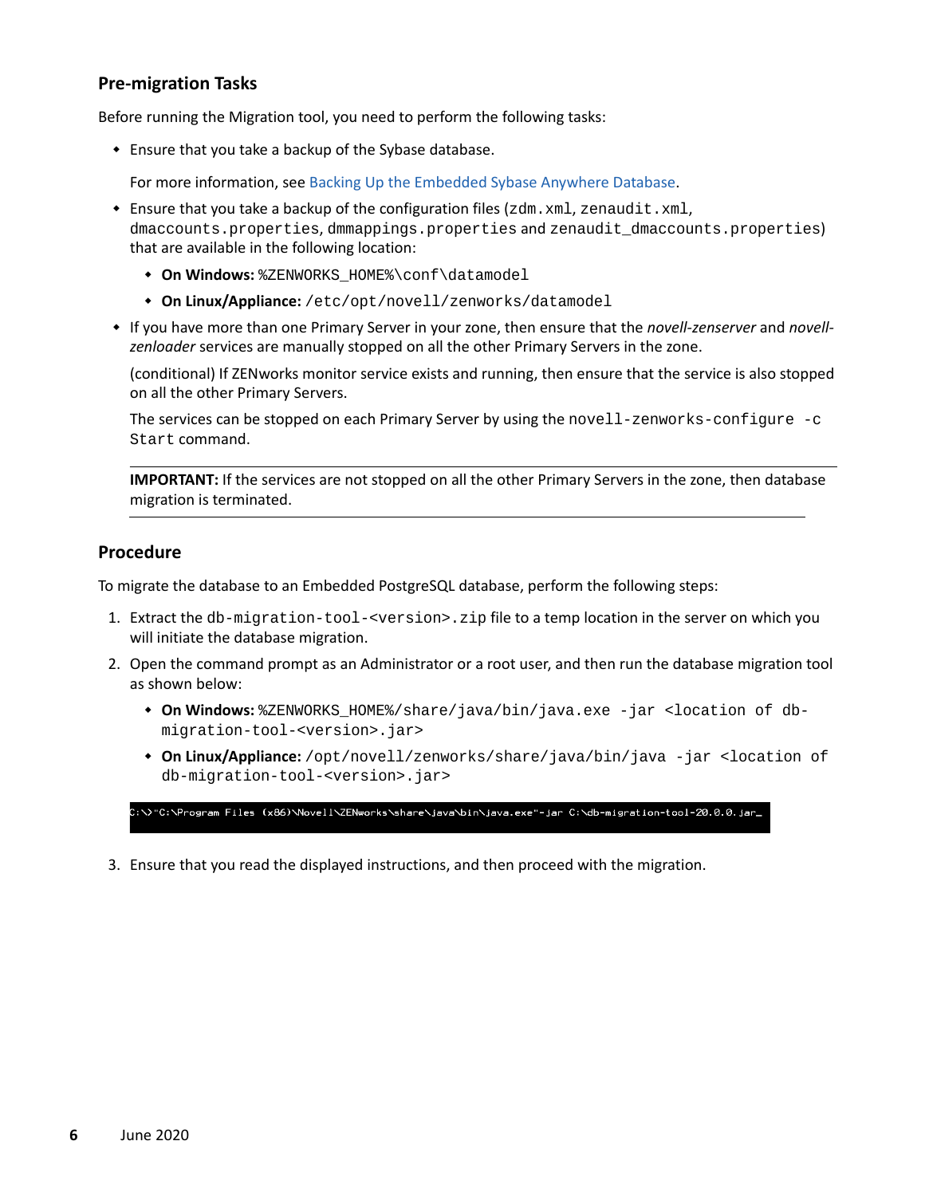### Pre-migration Tasks

Before running the Migration tool, you need to perform the following tasks:

- Ensure that you take a backup of the Sybase database.

  For more information, see Backing Up the Embedded Sybase Anywhere Database.

- Ensure that you take a backup of the configuration files (`zdm.xml`, `zenaudit.xml`, `dmaccounts.properties`, `dmmappings.properties` and `zenaudit_dmaccounts.properties`) that are available in the following location:
  - **On Windows:** `%ZENWORKS_HOME%\conf\datamodel`
  - **On Linux/Appliance:** `/etc/opt/novell/zenworks/datamodel`
- If you have more than one Primary Server in your zone, then ensure that the *novell-zenserver* and *novell-zenloader* services are manually stopped on all the other Primary Servers in the zone.

  (conditional) If ZENworks monitor service exists and running, then ensure that the service is also stopped on all the other Primary Servers.

  The services can be stopped on each Primary Server by using the `novell-zenworks-configure -c Start` command.

---

**IMPORTANT:** If the services are not stopped on all the other Primary Servers in the zone, then database migration is terminated.

---

### Procedure

To migrate the database to an Embedded PostgreSQL database, perform the following steps:

1. Extract the `db-migration-tool-<version>.zip` file to a temp location in the server on which you will initiate the database migration.
2. Open the command prompt as an Administrator or a root user, and then run the database migration tool as shown below:
   - **On Windows:** `%ZENWORKS_HOME%/share/java/bin/java.exe -jar <location of db-migration-tool-<version>.jar>`
   - **On Linux/Appliance:** `/opt/novell/zenworks/share/java/bin/java -jar <location of db-migration-tool-<version>.jar>`

   ```
   C:\>"C:\Program Files (x86)\Novell\ZENworks\share\java\bin\java.exe"-jar C:\db-migration-tool-20.0.0.jar_
   ```

3. Ensure that you read the displayed instructions, and then proceed with the migration.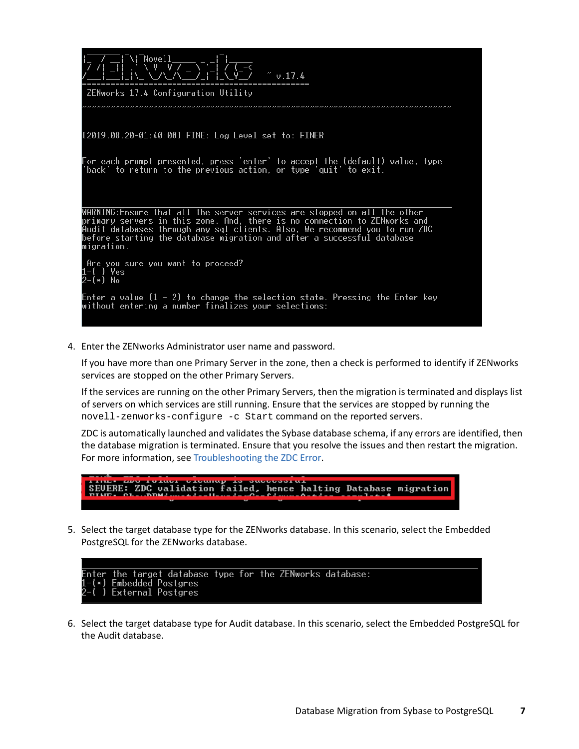```
 Novell
                                          ~ v.17.4
==============================================
 ZENworks 17.4 Configuration Utility
--------------------------------------------------------------------------


[2019.08.20-01:40:00] FINE: Log Level set to: FINER

For each prompt presented, press 'enter' to accept the (default) value, type
'back' to return to the previous action, or type 'quit' to exit.



WARNING:Ensure that all the server services are stopped on all the other
primary servers in this zone. And, there is no connection to ZENworks and
Audit databases through any sql clients. Also, We recommend you to run ZDC
before starting the database migration and after a successful database
migration.

 Are you sure you want to proceed?
1-( ) Yes
2-(*) No

Enter a value (1 - 2) to change the selection state. Pressing the Enter key
without entering a number finalizes your selections:
```

4. Enter the ZENworks Administrator user name and password.

   If you have more than one Primary Server in the zone, then a check is performed to identify if ZENworks services are stopped on the other Primary Servers.

   If the services are running on the other Primary Servers, then the migration is terminated and displays list of servers on which services are still running. Ensure that the services are stopped by running the `novell-zenworks-configure -c Start` command on the reported servers.

   ZDC is automatically launched and validates the Sybase database schema, if any errors are identified, then the database migration is terminated. Ensure that you resolve the issues and then restart the migration. For more information, see Troubleshooting the ZDC Error.

   ```
   SEVERE: ZDC validation failed, hence halting Database migration
   ```

5. Select the target database type for the ZENworks database. In this scenario, select the Embedded PostgreSQL for the ZENworks database.

   ```
   Enter the target database type for the ZENworks database:
   1-(*) Embedded Postgres
   2-( ) External Postgres
   ```

6. Select the target database type for Audit database. In this scenario, select the Embedded PostgreSQL for the Audit database.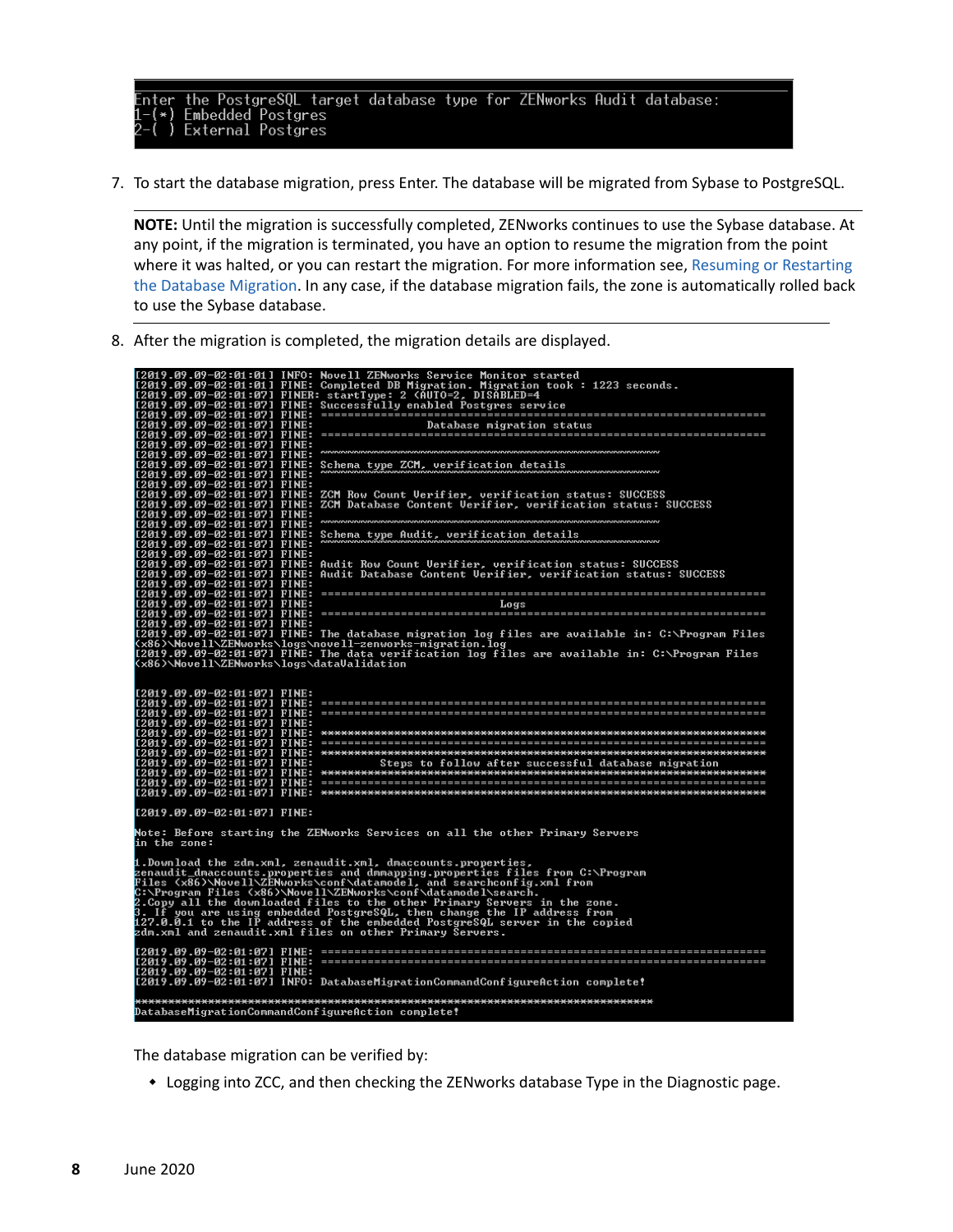```
Enter the PostgreSQL target database type for ZENworks Audit database:
1-(*) Embedded Postgres
2-( ) External Postgres
```

7. To start the database migration, press Enter. The database will be migrated from Sybase to PostgreSQL.

**NOTE:** Until the migration is successfully completed, ZENworks continues to use the Sybase database. At any point, if the migration is terminated, you have an option to resume the migration from the point where it was halted, or you can restart the migration. For more information see, Resuming or Restarting the Database Migration. In any case, if the database migration fails, the zone is automatically rolled back to use the Sybase database.

8. After the migration is completed, the migration details are displayed.

```
[2019.09.09-02:01:01] INFO: Novell ZENworks Service Monitor started
[2019.09.09-02:01:01] FINE: Completed DB Migration. Migration took : 1223 seconds.
[2019.09.09-02:01:07] FINER: startType: 2 (AUTO=2, DISABLED=4
[2019.09.09-02:01:07] FINE: Successfully enabled Postgres service
[2019.09.09-02:01:07] FINE: ===================================================================
[2019.09.09-02:01:07] FINE:                     Database migration status
[2019.09.09-02:01:07] FINE: ===================================================================
[2019.09.09-02:01:07] FINE:
[2019.09.09-02:01:07] FINE: ~~~~~~~~~~~~~~~~~~~~~~~~~~~~~~~~~~~~~~~~~~~~~~~~~~~
[2019.09.09-02:01:07] FINE: Schema type ZCM, verification details
[2019.09.09-02:01:07] FINE: ~~~~~~~~~~~~~~~~~~~~~~~~~~~~~~~~~~~~~~~~~~~~~~~~~~~
[2019.09.09-02:01:07] FINE:
[2019.09.09-02:01:07] FINE: ZCM Row Count Verifier, verification status: SUCCESS
[2019.09.09-02:01:07] FINE: ZCM Database Content Verifier, verification status: SUCCESS
[2019.09.09-02:01:07] FINE:
[2019.09.09-02:01:07] FINE: ~~~~~~~~~~~~~~~~~~~~~~~~~~~~~~~~~~~~~~~~~~~~~~~~~~~
[2019.09.09-02:01:07] FINE: Schema type Audit, verification details
[2019.09.09-02:01:07] FINE: ~~~~~~~~~~~~~~~~~~~~~~~~~~~~~~~~~~~~~~~~~~~~~~~~~~~
[2019.09.09-02:01:07] FINE:
[2019.09.09-02:01:07] FINE: Audit Row Count Verifier, verification status: SUCCESS
[2019.09.09-02:01:07] FINE: Audit Database Content Verifier, verification status: SUCCESS
[2019.09.09-02:01:07] FINE:
[2019.09.09-02:01:07] FINE: ===================================================================
[2019.09.09-02:01:07] FINE:                                 Logs
[2019.09.09-02:01:07] FINE: ===================================================================
[2019.09.09-02:01:07] FINE:
[2019.09.09-02:01:07] FINE: The database migration log files are available in: C:\Program Files
(x86)\Novell\ZENworks\logs\novell-zenworks-migration.log
[2019.09.09-02:01:07] FINE: The data verification log files are available in: C:\Program Files
(x86)\Novell\ZENworks\logs\dataValidation


[2019.09.09-02:01:07] FINE:
[2019.09.09-02:01:07] FINE: ===================================================================
[2019.09.09-02:01:07] FINE: ===================================================================
[2019.09.09-02:01:07] FINE:
[2019.09.09-02:01:07] FINE: *******************************************************************
[2019.09.09-02:01:07] FINE: ===================================================================
[2019.09.09-02:01:07] FINE: *******************************************************************
[2019.09.09-02:01:07] FINE:         Steps to follow after successful database migration
[2019.09.09-02:01:07] FINE: *******************************************************************
[2019.09.09-02:01:07] FINE: ===================================================================
[2019.09.09-02:01:07] FINE: *******************************************************************

[2019.09.09-02:01:07] FINE:

Note: Before starting the ZENworks Services on all the other Primary Servers
in the zone:

1.Download the zdm.xml, zenaudit.xml, dmaccounts.properties,
zenaudit_dmaccounts.properties and dmmapping.properties files from C:\Program
Files (x86)\Novell\ZENworks\conf\datamodel, and searchconfig.xml from
C:\Program Files (x86)\Novell\ZENworks\conf\datamodel\search.
2.Copy all the downloaded files to the other Primary Servers in the zone.
3. If you are using embedded PostgreSQL, then change the IP address from
127.0.0.1 to the IP address of the embedded PostgreSQL server in the copied
zdm.xml and zenaudit.xml files on other Primary Servers.

[2019.09.09-02:01:07] FINE: ===================================================================
[2019.09.09-02:01:07] FINE: ===================================================================
[2019.09.09-02:01:07] FINE:
[2019.09.09-02:01:07] INFO: DatabaseMigrationCommandConfigureAction complete!

***************************************************************************
DatabaseMigrationCommandConfigureAction complete!
```

The database migration can be verified by:

- Logging into ZCC, and then checking the ZENworks database Type in the Diagnostic page.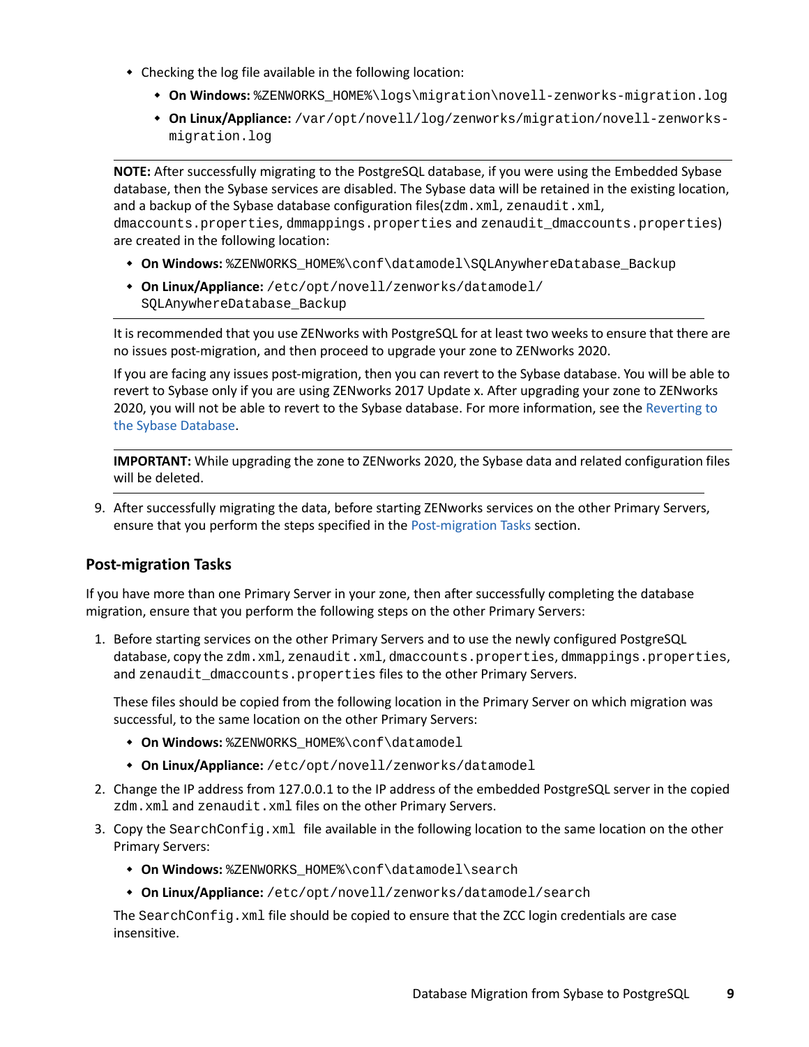- Checking the log file available in the following location:
  - **On Windows:** `%ZENWORKS_HOME%\logs\migration\novell-zenworks-migration.log`
  - **On Linux/Appliance:** `/var/opt/novell/log/zenworks/migration/novell-zenworks-migration.log`

---

**NOTE:** After successfully migrating to the PostgreSQL database, if you were using the Embedded Sybase database, then the Sybase services are disabled. The Sybase data will be retained in the existing location, and a backup of the Sybase database configuration files(`zdm.xml`, `zenaudit.xml`, `dmaccounts.properties`, `dmmappings.properties` and `zenaudit_dmaccounts.properties`) are created in the following location:

- **On Windows:** `%ZENWORKS_HOME%\conf\datamodel\SQLAnywhereDatabase_Backup`
- **On Linux/Appliance:** `/etc/opt/novell/zenworks/datamodel/SQLAnywhereDatabase_Backup`

---

It is recommended that you use ZENworks with PostgreSQL for at least two weeks to ensure that there are no issues post-migration, and then proceed to upgrade your zone to ZENworks 2020.

If you are facing any issues post-migration, then you can revert to the Sybase database. You will be able to revert to Sybase only if you are using ZENworks 2017 Update x. After upgrading your zone to ZENworks 2020, you will not be able to revert to the Sybase database. For more information, see the Reverting to the Sybase Database.

---

**IMPORTANT:** While upgrading the zone to ZENworks 2020, the Sybase data and related configuration files will be deleted.

---

9. After successfully migrating the data, before starting ZENworks services on the other Primary Servers, ensure that you perform the steps specified in the Post-migration Tasks section.

## Post-migration Tasks

If you have more than one Primary Server in your zone, then after successfully completing the database migration, ensure that you perform the following steps on the other Primary Servers:

1. Before starting services on the other Primary Servers and to use the newly configured PostgreSQL database, copy the `zdm.xml`, `zenaudit.xml`, `dmaccounts.properties`, `dmmappings.properties`, and `zenaudit_dmaccounts.properties` files to the other Primary Servers.

   These files should be copied from the following location in the Primary Server on which migration was successful, to the same location on the other Primary Servers:

   - **On Windows:** `%ZENWORKS_HOME%\conf\datamodel`
   - **On Linux/Appliance:** `/etc/opt/novell/zenworks/datamodel`

2. Change the IP address from 127.0.0.1 to the IP address of the embedded PostgreSQL server in the copied `zdm.xml` and `zenaudit.xml` files on the other Primary Servers.

3. Copy the `SearchConfig.xml` file available in the following location to the same location on the other Primary Servers:

   - **On Windows:** `%ZENWORKS_HOME%\conf\datamodel\search`
   - **On Linux/Appliance:** `/etc/opt/novell/zenworks/datamodel/search`

   The `SearchConfig.xml` file should be copied to ensure that the ZCC login credentials are case insensitive.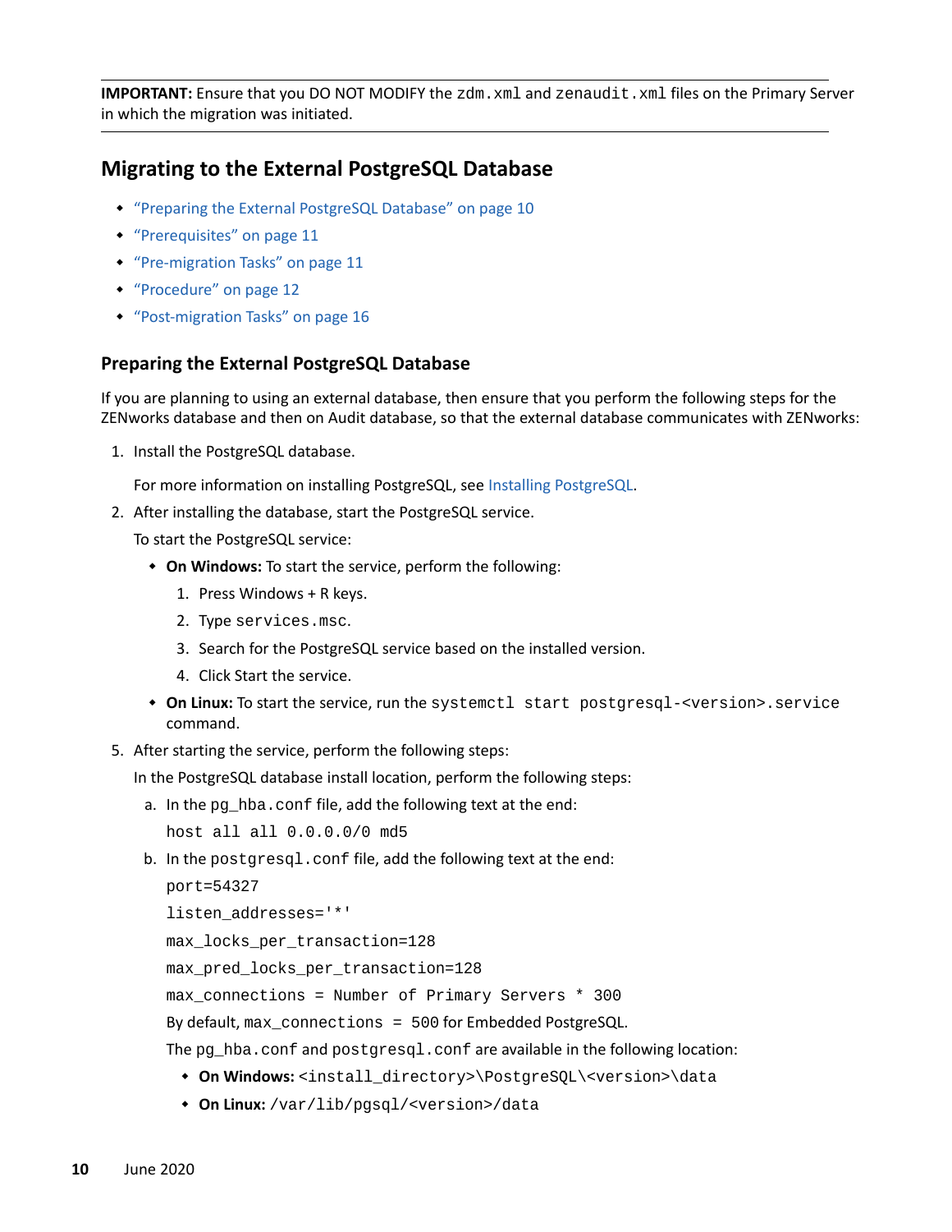**IMPORTANT:** Ensure that you DO NOT MODIFY the `zdm.xml` and `zenaudit.xml` files on the Primary Server in which the migration was initiated.

## Migrating to the External PostgreSQL Database

- "Preparing the External PostgreSQL Database" on page 10
- "Prerequisites" on page 11
- "Pre-migration Tasks" on page 11
- "Procedure" on page 12
- "Post-migration Tasks" on page 16

### Preparing the External PostgreSQL Database

If you are planning to using an external database, then ensure that you perform the following steps for the ZENworks database and then on Audit database, so that the external database communicates with ZENworks:

1. Install the PostgreSQL database.

   For more information on installing PostgreSQL, see Installing PostgreSQL.

2. After installing the database, start the PostgreSQL service.

   To start the PostgreSQL service:

   - **On Windows:** To start the service, perform the following:
     1. Press Windows + R keys.
     2. Type `services.msc`.
     3. Search for the PostgreSQL service based on the installed version.
     4. Click Start the service.
   - **On Linux:** To start the service, run the `systemctl start postgresql-<version>.service` command.

5. After starting the service, perform the following steps:

   In the PostgreSQL database install location, perform the following steps:

   a. In the `pg_hba.conf` file, add the following text at the end:

      ```
      host all all 0.0.0.0/0 md5
      ```

   b. In the `postgresql.conf` file, add the following text at the end:

      ```
      port=54327
      listen_addresses='*'
      max_locks_per_transaction=128
      max_pred_locks_per_transaction=128
      max_connections = Number of Primary Servers * 300
      ```

      By default, `max_connections = 500` for Embedded PostgreSQL.

      The `pg_hba.conf` and `postgresql.conf` are available in the following location:

      - **On Windows:** `<install_directory>\PostgreSQL\<version>\data`
      - **On Linux:** `/var/lib/pgsql/<version>/data`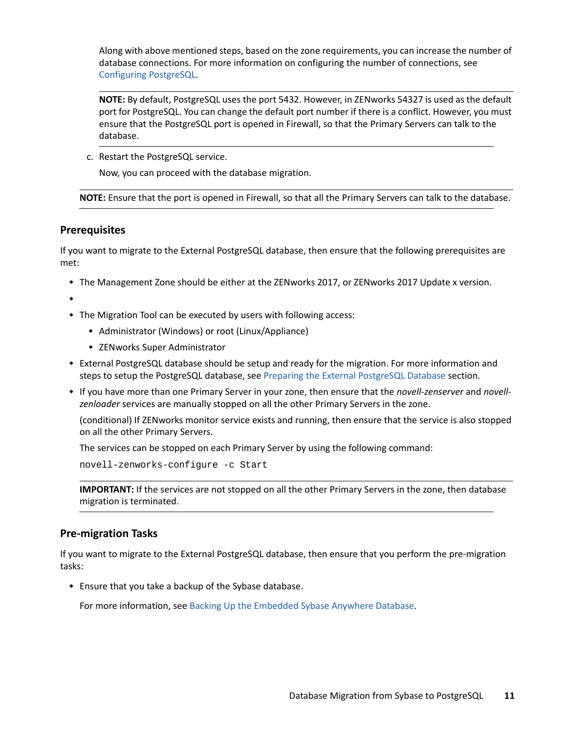Along with above mentioned steps, based on the zone requirements, you can increase the number of database connections. For more information on configuring the number of connections, see Configuring PostgreSQL.

---

**NOTE:** By default, PostgreSQL uses the port 5432. However, in ZENworks 54327 is used as the default port for PostgreSQL. You can change the default port number if there is a conflict. However, you must ensure that the PostgreSQL port is opened in Firewall, so that the Primary Servers can talk to the database.

---

c. Restart the PostgreSQL service.

   Now, you can proceed with the database migration.

---

**NOTE:** Ensure that the port is opened in Firewall, so that all the Primary Servers can talk to the database.

---

## Prerequisites

If you want to migrate to the External PostgreSQL database, then ensure that the following prerequisites are met:

- The Management Zone should be either at the ZENworks 2017, or ZENworks 2017 Update x version.
- 
- The Migration Tool can be executed by users with following access:
  - Administrator (Windows) or root (Linux/Appliance)
  - ZENworks Super Administrator
- External PostgreSQL database should be setup and ready for the migration. For more information and steps to setup the PostgreSQL database, see Preparing the External PostgreSQL Database section.
- If you have more than one Primary Server in your zone, then ensure that the *novell-zenserver* and *novell-zenloader* services are manually stopped on all the other Primary Servers in the zone.

  (conditional) If ZENworks monitor service exists and running, then ensure that the service is also stopped on all the other Primary Servers.

  The services can be stopped on each Primary Server by using the following command:

  ```
  novell-zenworks-configure -c Start
  ```

---

**IMPORTANT:** If the services are not stopped on all the other Primary Servers in the zone, then database migration is terminated.

---

## Pre-migration Tasks

If you want to migrate to the External PostgreSQL database, then ensure that you perform the pre-migration tasks:

- Ensure that you take a backup of the Sybase database.

  For more information, see Backing Up the Embedded Sybase Anywhere Database.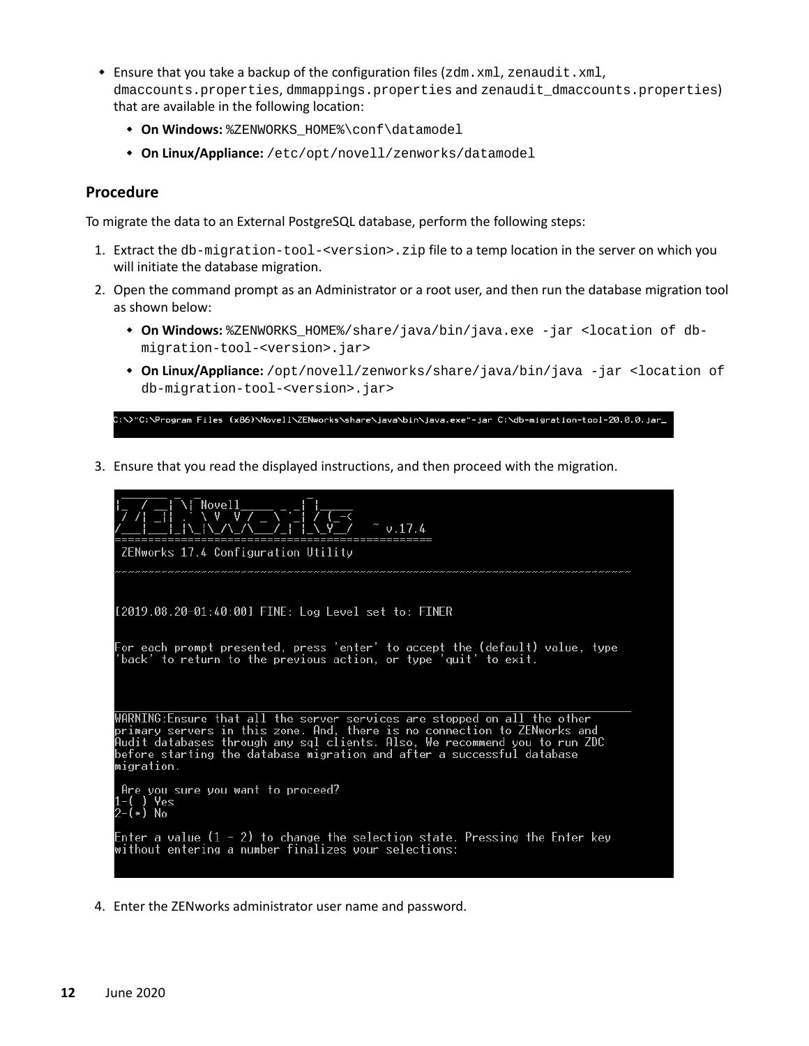- Ensure that you take a backup of the configuration files (`zdm.xml`, `zenaudit.xml`, `dmaccounts.properties`, `dmmappings.properties` and `zenaudit_dmaccounts.properties`) that are available in the following location:
  - **On Windows:** `%ZENWORKS_HOME%\conf\datamodel`
  - **On Linux/Appliance:** `/etc/opt/novell/zenworks/datamodel`

## Procedure

To migrate the data to an External PostgreSQL database, perform the following steps:

1. Extract the `db-migration-tool-<version>.zip` file to a temp location in the server on which you will initiate the database migration.
2. Open the command prompt as an Administrator or a root user, and then run the database migration tool as shown below:
   - **On Windows:** `%ZENWORKS_HOME%/share/java/bin/java.exe -jar <location of db-migration-tool-<version>.jar>`
   - **On Linux/Appliance:** `/opt/novell/zenworks/share/java/bin/java -jar <location of db-migration-tool-<version>.jar>`

```
C:\>"C:\Program Files (x86)\Novell\ZENworks\share\java\bin\java.exe"-jar C:\db-migration-tool-20.0.0.jar_
```

3. Ensure that you read the displayed instructions, and then proceed with the migration.

```
 ZENworks 17.4 Configuration Utility

[2019.08.20-01:40:00] FINE: Log Level set to: FINER

For each prompt presented, press 'enter' to accept the (default) value, type
'back' to return to the previous action, or type 'quit' to exit.

WARNING:Ensure that all the server services are stopped on all the other
primary servers in this zone. And, there is no connection to ZENworks and
Audit databases through any sql clients. Also, We recommend you to run ZDC
before starting the database migration and after a successful database
migration.

 Are you sure you want to proceed?
1-( ) Yes
2-(*) No

Enter a value (1 - 2) to change the selection state. Pressing the Enter key
without entering a number finalizes your selections:
```

4. Enter the ZENworks administrator user name and password.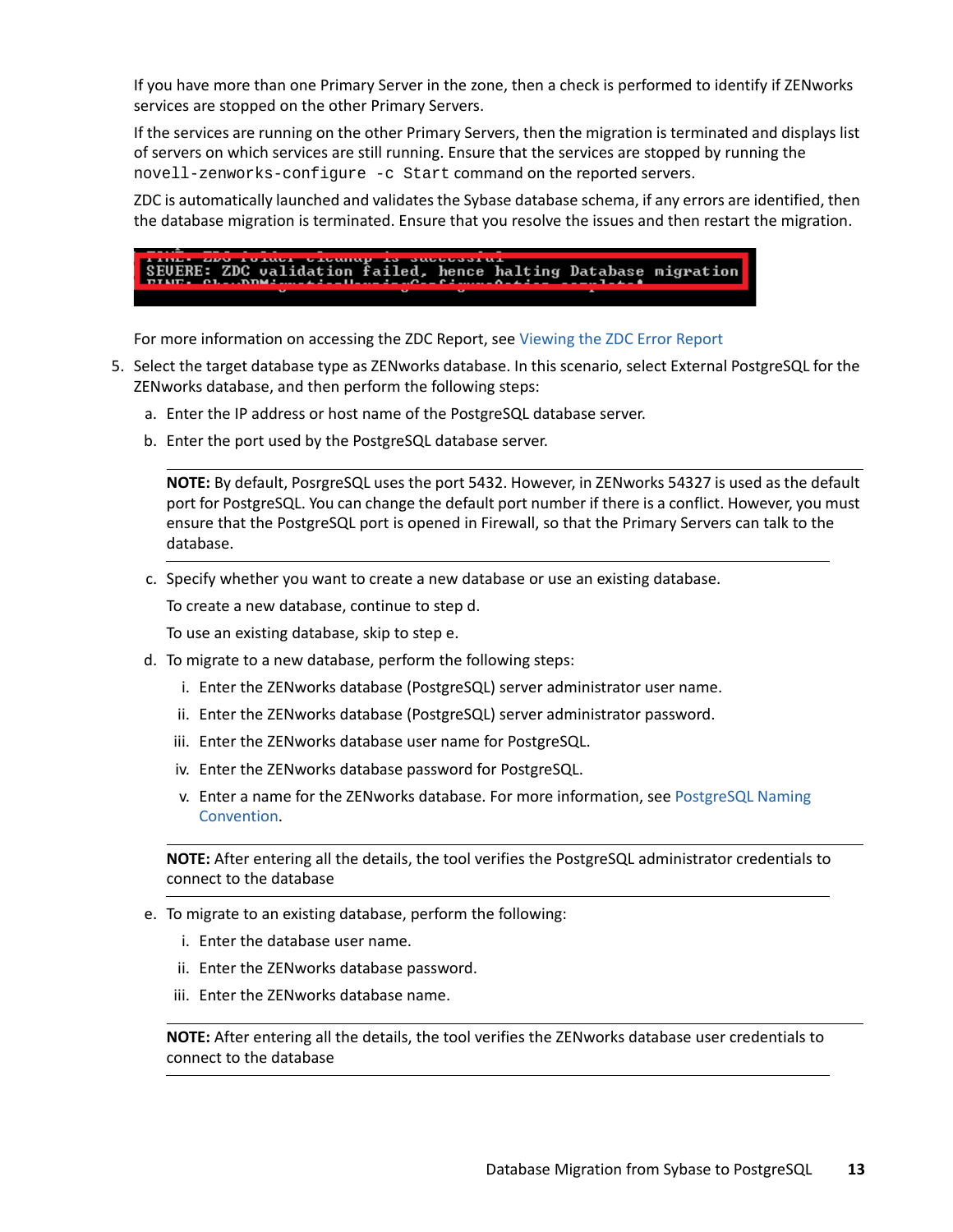If you have more than one Primary Server in the zone, then a check is performed to identify if ZENworks services are stopped on the other Primary Servers.

If the services are running on the other Primary Servers, then the migration is terminated and displays list of servers on which services are still running. Ensure that the services are stopped by running the `novell-zenworks-configure -c Start` command on the reported servers.

ZDC is automatically launched and validates the Sybase database schema, if any errors are identified, then the database migration is terminated. Ensure that you resolve the issues and then restart the migration.

```
SEVERE: ZDC validation failed, hence halting Database migration
```

For more information on accessing the ZDC Report, see Viewing the ZDC Error Report

5. Select the target database type as ZENworks database. In this scenario, select External PostgreSQL for the ZENworks database, and then perform the following steps:

   a. Enter the IP address or host name of the PostgreSQL database server.

   b. Enter the port used by the PostgreSQL database server.

   ---

   **NOTE:** By default, PosrgreSQL uses the port 5432. However, in ZENworks 54327 is used as the default port for PostgreSQL. You can change the default port number if there is a conflict. However, you must ensure that the PostgreSQL port is opened in Firewall, so that the Primary Servers can talk to the database.

   ---

   c. Specify whether you want to create a new database or use an existing database.

      To create a new database, continue to step d.

      To use an existing database, skip to step e.

   d. To migrate to a new database, perform the following steps:

      i. Enter the ZENworks database (PostgreSQL) server administrator user name.

      ii. Enter the ZENworks database (PostgreSQL) server administrator password.

      iii. Enter the ZENworks database user name for PostgreSQL.

      iv. Enter the ZENworks database password for PostgreSQL.

      v. Enter a name for the ZENworks database. For more information, see PostgreSQL Naming Convention.

   ---

   **NOTE:** After entering all the details, the tool verifies the PostgreSQL administrator credentials to connect to the database

   ---

   e. To migrate to an existing database, perform the following:

      i. Enter the database user name.

      ii. Enter the ZENworks database password.

      iii. Enter the ZENworks database name.

   ---

   **NOTE:** After entering all the details, the tool verifies the ZENworks database user credentials to connect to the database

   ---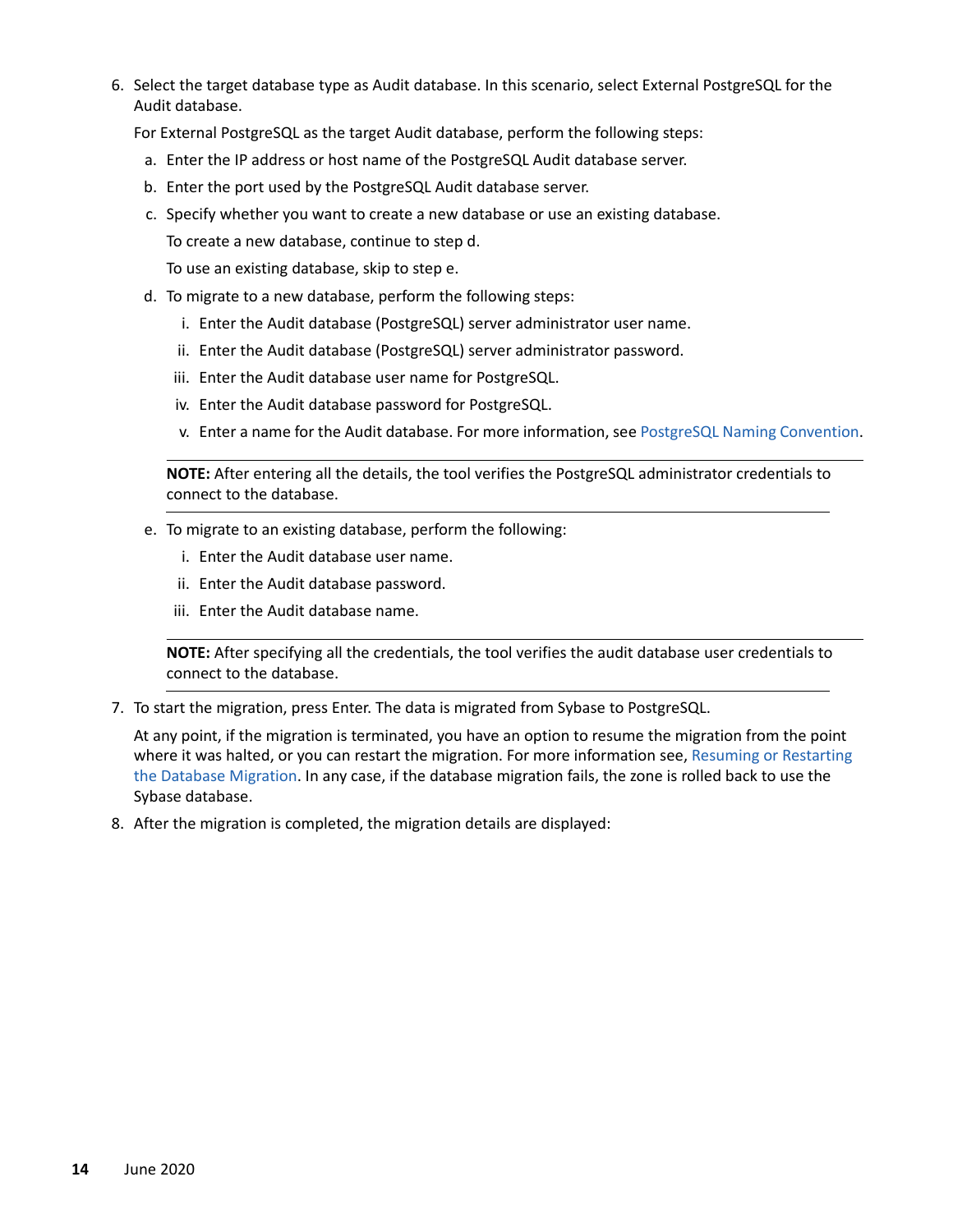6. Select the target database type as Audit database. In this scenario, select External PostgreSQL for the Audit database.

   For External PostgreSQL as the target Audit database, perform the following steps:

   a. Enter the IP address or host name of the PostgreSQL Audit database server.

   b. Enter the port used by the PostgreSQL Audit database server.

   c. Specify whether you want to create a new database or use an existing database.

      To create a new database, continue to step d.

      To use an existing database, skip to step e.

   d. To migrate to a new database, perform the following steps:

      i. Enter the Audit database (PostgreSQL) server administrator user name.

      ii. Enter the Audit database (PostgreSQL) server administrator password.

      iii. Enter the Audit database user name for PostgreSQL.

      iv. Enter the Audit database password for PostgreSQL.

      v. Enter a name for the Audit database. For more information, see PostgreSQL Naming Convention.

      **NOTE:** After entering all the details, the tool verifies the PostgreSQL administrator credentials to connect to the database.

   e. To migrate to an existing database, perform the following:

      i. Enter the Audit database user name.

      ii. Enter the Audit database password.

      iii. Enter the Audit database name.

      **NOTE:** After specifying all the credentials, the tool verifies the audit database user credentials to connect to the database.

7. To start the migration, press Enter. The data is migrated from Sybase to PostgreSQL.

   At any point, if the migration is terminated, you have an option to resume the migration from the point where it was halted, or you can restart the migration. For more information see, Resuming or Restarting the Database Migration. In any case, if the database migration fails, the zone is rolled back to use the Sybase database.

8. After the migration is completed, the migration details are displayed: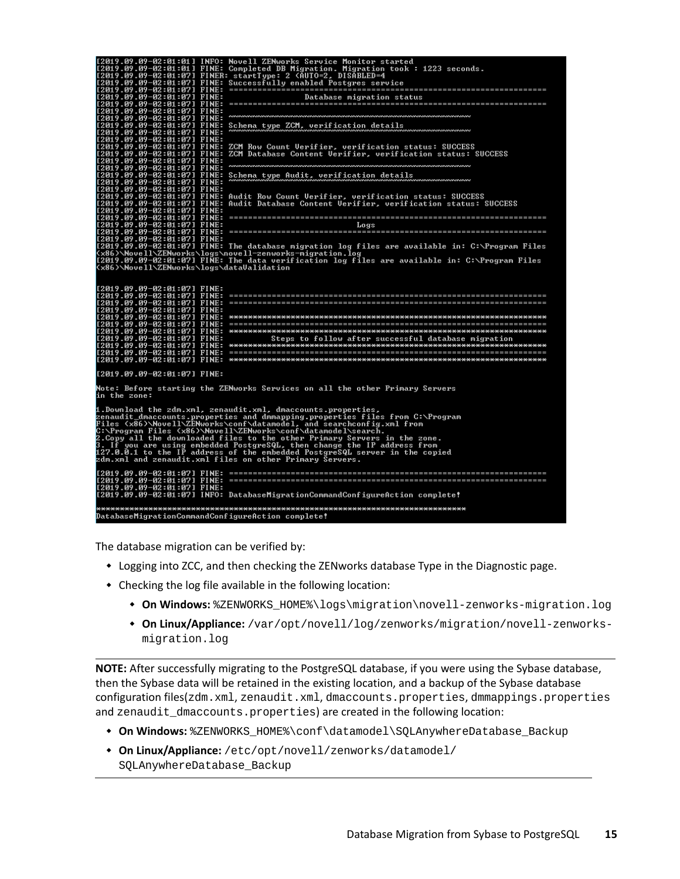```
[2019.09.09-02:01:01] INFO: Novell ZENworks Service Monitor started
[2019.09.09-02:01:01] FINE: Completed DB Migration. Migration took : 1223 seconds.
[2019.09.09-02:01:07] FINER: startType: 2 (AUTO=2, DISABLED=4
[2019.09.09-02:01:07] FINE: Successfully enabled Postgres service
[2019.09.09-02:01:07] FINE: ================================================================
[2019.09.09-02:01:07] FINE:                 Database migration status
[2019.09.09-02:01:07] FINE: ================================================================
[2019.09.09-02:01:07] FINE:
[2019.09.09-02:01:07] FINE: ~~~~~~~~~~~~~~~~~~~~~~~~~~~~~~~~~~~~~~~~~~~~~~~~~~~~
[2019.09.09-02:01:07] FINE: Schema type ZCM, verification details
[2019.09.09-02:01:07] FINE: ~~~~~~~~~~~~~~~~~~~~~~~~~~~~~~~~~~~~~~~~~~~~~~~~~~~~
[2019.09.09-02:01:07] FINE:
[2019.09.09-02:01:07] FINE: ZCM Row Count Verifier, verification status: SUCCESS
[2019.09.09-02:01:07] FINE: ZCM Database Content Verifier, verification status: SUCCESS
[2019.09.09-02:01:07] FINE:
[2019.09.09-02:01:07] FINE: ~~~~~~~~~~~~~~~~~~~~~~~~~~~~~~~~~~~~~~~~~~~~~~~~~~~~
[2019.09.09-02:01:07] FINE: Schema type Audit, verification details
[2019.09.09-02:01:07] FINE: ~~~~~~~~~~~~~~~~~~~~~~~~~~~~~~~~~~~~~~~~~~~~~~~~~~~~
[2019.09.09-02:01:07] FINE:
[2019.09.09-02:01:07] FINE: Audit Row Count Verifier, verification status: SUCCESS
[2019.09.09-02:01:07] FINE: Audit Database Content Verifier, verification status: SUCCESS
[2019.09.09-02:01:07] FINE:
[2019.09.09-02:01:07] FINE: ================================================================
[2019.09.09-02:01:07] FINE:                          Logs
[2019.09.09-02:01:07] FINE: ================================================================
[2019.09.09-02:01:07] FINE:
[2019.09.09-02:01:07] FINE: The database migration log files are available in: C:\Program Files
(x86)\Novell\ZENworks\logs\novell-zenworks-migration.log
[2019.09.09-02:01:07] FINE: The data verification log files are available in: C:\Program Files
(x86)\Novell\ZENworks\logs\dataValidation


[2019.09.09-02:01:07] FINE:
[2019.09.09-02:01:07] FINE: ================================================================
[2019.09.09-02:01:07] FINE: ================================================================
[2019.09.09-02:01:07] FINE:
[2019.09.09-02:01:07] FINE: ****************************************************************
[2019.09.09-02:01:07] FINE: ================================================================
[2019.09.09-02:01:07] FINE: ****************************************************************
[2019.09.09-02:01:07] FINE:          Steps to follow after successful database migration
[2019.09.09-02:01:07] FINE: ****************************************************************
[2019.09.09-02:01:07] FINE: ================================================================
[2019.09.09-02:01:07] FINE: ****************************************************************

[2019.09.09-02:01:07] FINE:

Note: Before starting the ZENworks Services on all the other Primary Servers
in the zone:

1.Download the zdm.xml, zenaudit.xml, dmaccounts.properties,
zenaudit_dmaccounts.properties and dmmapping.properties files from C:\Program
Files (x86)\Novell\ZENworks\conf\datamodel, and searchconfig.xml from
C:\Program Files (x86)\Novell\ZENworks\conf\datamodel\search.
2.Copy all the downloaded files to the other Primary Servers in the zone.
3. If you are using embedded PostgreSQL, then change the IP address from
127.0.0.1 to the IP address of the embedded PostgreSQL server in the copied
zdm.xml and zenaudit.xml files on other Primary Servers.

[2019.09.09-02:01:07] FINE: ================================================================
[2019.09.09-02:01:07] FINE: ================================================================
[2019.09.09-02:01:07] FINE:
[2019.09.09-02:01:07] INFO: DatabaseMigrationCommandConfigureAction complete!

******************************************************************************
DatabaseMigrationCommandConfigureAction complete!
```

The database migration can be verified by:

- Logging into ZCC, and then checking the ZENworks database Type in the Diagnostic page.
- Checking the log file available in the following location:
  - **On Windows:** `%ZENWORKS_HOME%\logs\migration\novell-zenworks-migration.log`
  - **On Linux/Appliance:** `/var/opt/novell/log/zenworks/migration/novell-zenworks-migration.log`

---

**NOTE:** After successfully migrating to the PostgreSQL database, if you were using the Sybase database, then the Sybase data will be retained in the existing location, and a backup of the Sybase database configuration files(`zdm.xml`, `zenaudit.xml`, `dmaccounts.properties`, `dmmappings.properties` and `zenaudit_dmaccounts.properties`) are created in the following location:

- **On Windows:** `%ZENWORKS_HOME%\conf\datamodel\SQLAnywhereDatabase_Backup`
- **On Linux/Appliance:** `/etc/opt/novell/zenworks/datamodel/SQLAnywhereDatabase_Backup`

---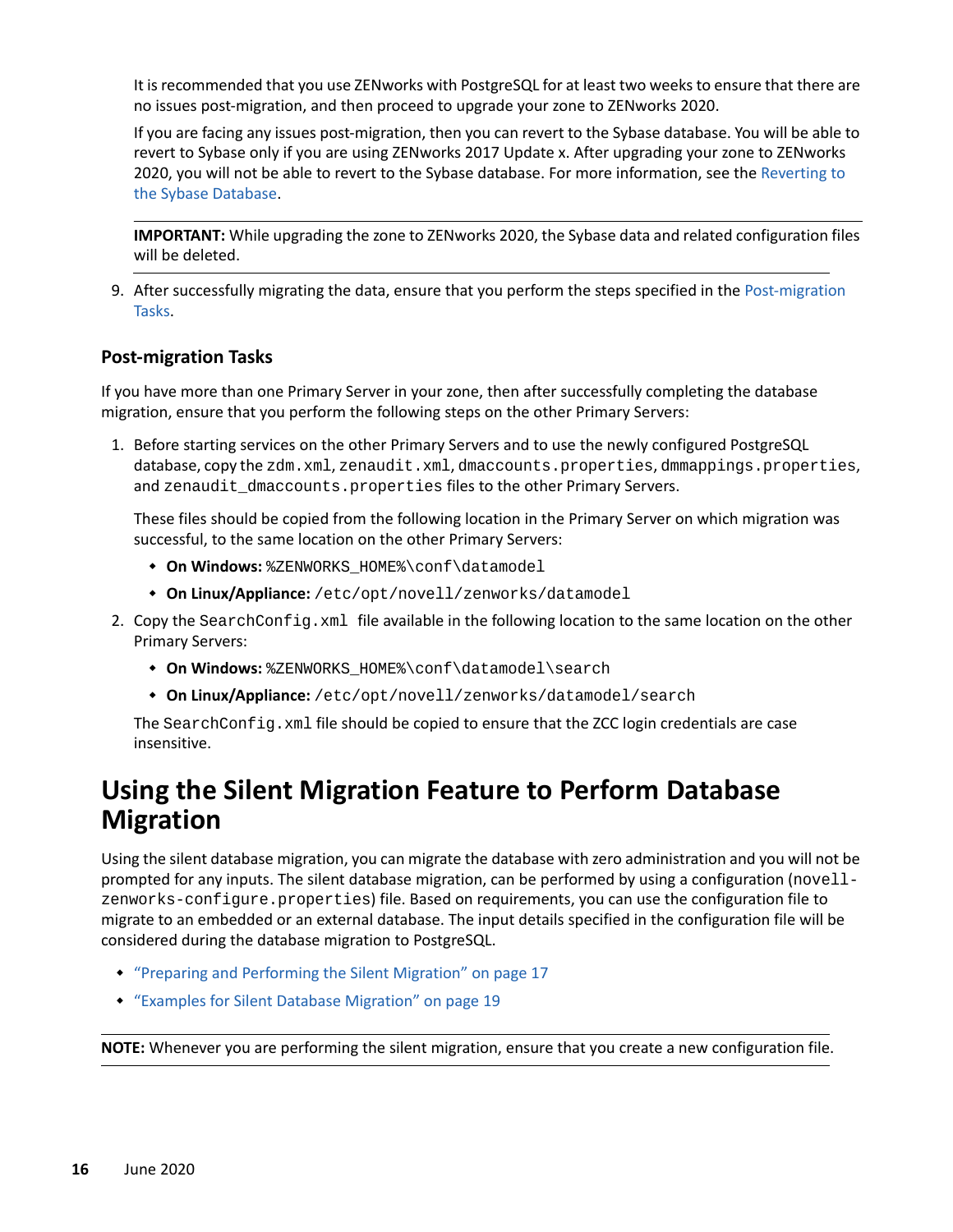It is recommended that you use ZENworks with PostgreSQL for at least two weeks to ensure that there are no issues post-migration, and then proceed to upgrade your zone to ZENworks 2020.

If you are facing any issues post-migration, then you can revert to the Sybase database. You will be able to revert to Sybase only if you are using ZENworks 2017 Update x. After upgrading your zone to ZENworks 2020, you will not be able to revert to the Sybase database. For more information, see the Reverting to the Sybase Database.

---

**IMPORTANT:** While upgrading the zone to ZENworks 2020, the Sybase data and related configuration files will be deleted.

---

9. After successfully migrating the data, ensure that you perform the steps specified in the Post-migration Tasks.

### Post-migration Tasks

If you have more than one Primary Server in your zone, then after successfully completing the database migration, ensure that you perform the following steps on the other Primary Servers:

1. Before starting services on the other Primary Servers and to use the newly configured PostgreSQL database, copy the `zdm.xml`, `zenaudit.xml`, `dmaccounts.properties`, `dmmappings.properties`, and `zenaudit_dmaccounts.properties` files to the other Primary Servers.

   These files should be copied from the following location in the Primary Server on which migration was successful, to the same location on the other Primary Servers:

   - **On Windows:** `%ZENWORKS_HOME%\conf\datamodel`
   - **On Linux/Appliance:** `/etc/opt/novell/zenworks/datamodel`

2. Copy the `SearchConfig.xml` file available in the following location to the same location on the other Primary Servers:

   - **On Windows:** `%ZENWORKS_HOME%\conf\datamodel\search`
   - **On Linux/Appliance:** `/etc/opt/novell/zenworks/datamodel/search`

   The `SearchConfig.xml` file should be copied to ensure that the ZCC login credentials are case insensitive.

## Using the Silent Migration Feature to Perform Database Migration

Using the silent database migration, you can migrate the database with zero administration and you will not be prompted for any inputs. The silent database migration, can be performed by using a configuration (`novell-zenworks-configure.properties`) file. Based on requirements, you can use the configuration file to migrate to an embedded or an external database. The input details specified in the configuration file will be considered during the database migration to PostgreSQL.

- "Preparing and Performing the Silent Migration" on page 17
- "Examples for Silent Database Migration" on page 19

---

**NOTE:** Whenever you are performing the silent migration, ensure that you create a new configuration file.

---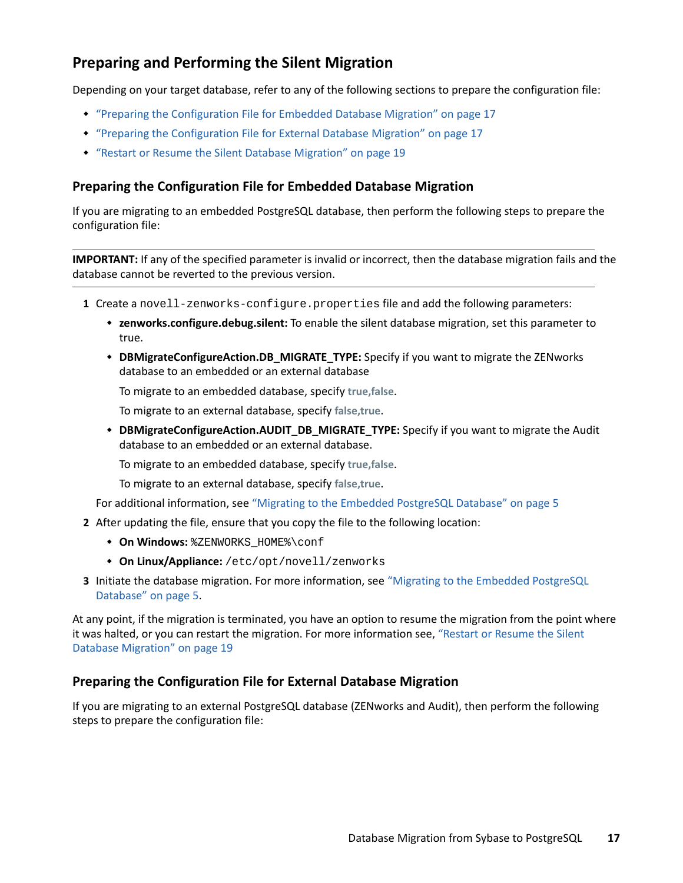## Preparing and Performing the Silent Migration

Depending on your target database, refer to any of the following sections to prepare the configuration file:

- "Preparing the Configuration File for Embedded Database Migration" on page 17
- "Preparing the Configuration File for External Database Migration" on page 17
- "Restart or Resume the Silent Database Migration" on page 19

### Preparing the Configuration File for Embedded Database Migration

If you are migrating to an embedded PostgreSQL database, then perform the following steps to prepare the configuration file:

---

**IMPORTANT:** If any of the specified parameter is invalid or incorrect, then the database migration fails and the database cannot be reverted to the previous version.

---

1. Create a `novell-zenworks-configure.properties` file and add the following parameters:
   - **zenworks.configure.debug.silent:** To enable the silent database migration, set this parameter to true.
   - **DBMigrateConfigureAction.DB_MIGRATE_TYPE:** Specify if you want to migrate the ZENworks database to an embedded or an external database

     To migrate to an embedded database, specify **true,false**.

     To migrate to an external database, specify **false,true**.
   - **DBMigrateConfigureAction.AUDIT_DB_MIGRATE_TYPE:** Specify if you want to migrate the Audit database to an embedded or an external database.

     To migrate to an embedded database, specify **true,false**.

     To migrate to an external database, specify **false,true**.

   For additional information, see "Migrating to the Embedded PostgreSQL Database" on page 5
2. After updating the file, ensure that you copy the file to the following location:
   - **On Windows:** `%ZENWORKS_HOME%\conf`
   - **On Linux/Appliance:** `/etc/opt/novell/zenworks`
3. Initiate the database migration. For more information, see "Migrating to the Embedded PostgreSQL Database" on page 5.

At any point, if the migration is terminated, you have an option to resume the migration from the point where it was halted, or you can restart the migration. For more information see, "Restart or Resume the Silent Database Migration" on page 19

### Preparing the Configuration File for External Database Migration

If you are migrating to an external PostgreSQL database (ZENworks and Audit), then perform the following steps to prepare the configuration file: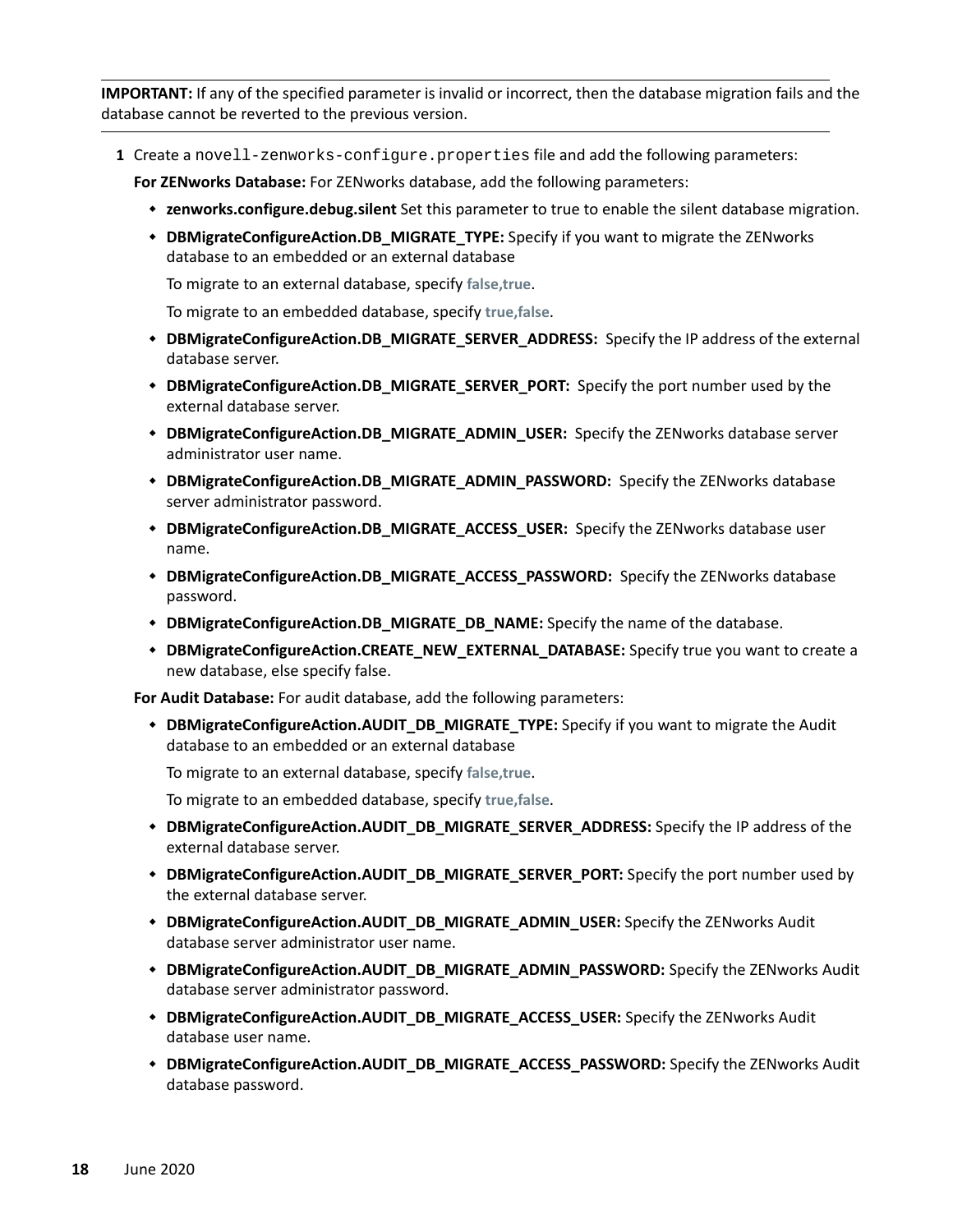**IMPORTANT:** If any of the specified parameter is invalid or incorrect, then the database migration fails and the database cannot be reverted to the previous version.

**1** Create a `novell-zenworks-configure.properties` file and add the following parameters:

**For ZENworks Database:** For ZENworks database, add the following parameters:

- **zenworks.configure.debug.silent** Set this parameter to true to enable the silent database migration.
- **DBMigrateConfigureAction.DB_MIGRATE_TYPE:** Specify if you want to migrate the ZENworks database to an embedded or an external database

  To migrate to an external database, specify **false,true**.

  To migrate to an embedded database, specify **true,false**.
- **DBMigrateConfigureAction.DB_MIGRATE_SERVER_ADDRESS:** Specify the IP address of the external database server.
- **DBMigrateConfigureAction.DB_MIGRATE_SERVER_PORT:** Specify the port number used by the external database server.
- **DBMigrateConfigureAction.DB_MIGRATE_ADMIN_USER:** Specify the ZENworks database server administrator user name.
- **DBMigrateConfigureAction.DB_MIGRATE_ADMIN_PASSWORD:** Specify the ZENworks database server administrator password.
- **DBMigrateConfigureAction.DB_MIGRATE_ACCESS_USER:** Specify the ZENworks database user name.
- **DBMigrateConfigureAction.DB_MIGRATE_ACCESS_PASSWORD:** Specify the ZENworks database password.
- **DBMigrateConfigureAction.DB_MIGRATE_DB_NAME:** Specify the name of the database.
- **DBMigrateConfigureAction.CREATE_NEW_EXTERNAL_DATABASE:** Specify true you want to create a new database, else specify false.

**For Audit Database:** For audit database, add the following parameters:

- **DBMigrateConfigureAction.AUDIT_DB_MIGRATE_TYPE:** Specify if you want to migrate the Audit database to an embedded or an external database

  To migrate to an external database, specify **false,true**.

  To migrate to an embedded database, specify **true,false**.
- **DBMigrateConfigureAction.AUDIT_DB_MIGRATE_SERVER_ADDRESS:** Specify the IP address of the external database server.
- **DBMigrateConfigureAction.AUDIT_DB_MIGRATE_SERVER_PORT:** Specify the port number used by the external database server.
- **DBMigrateConfigureAction.AUDIT_DB_MIGRATE_ADMIN_USER:** Specify the ZENworks Audit database server administrator user name.
- **DBMigrateConfigureAction.AUDIT_DB_MIGRATE_ADMIN_PASSWORD:** Specify the ZENworks Audit database server administrator password.
- **DBMigrateConfigureAction.AUDIT_DB_MIGRATE_ACCESS_USER:** Specify the ZENworks Audit database user name.
- **DBMigrateConfigureAction.AUDIT_DB_MIGRATE_ACCESS_PASSWORD:** Specify the ZENworks Audit database password.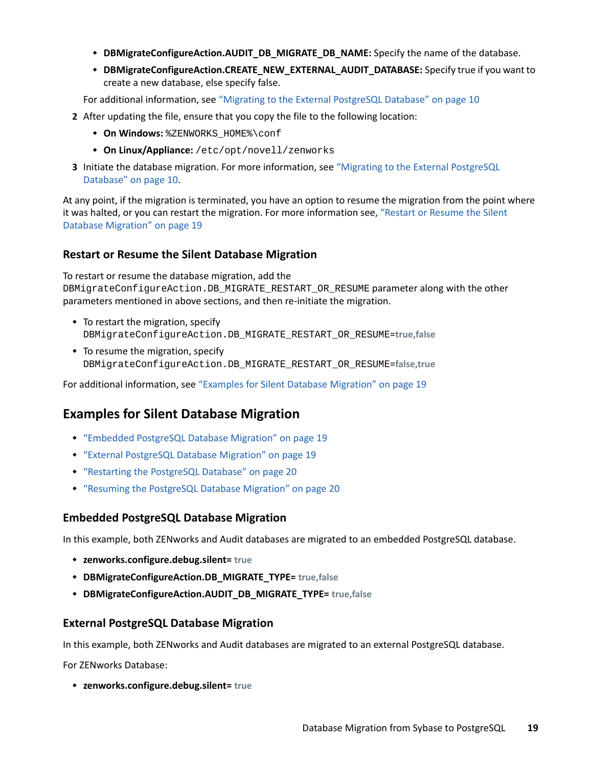- **DBMigrateConfigureAction.AUDIT_DB_MIGRATE_DB_NAME:** Specify the name of the database.
- **DBMigrateConfigureAction.CREATE_NEW_EXTERNAL_AUDIT_DATABASE:** Specify true if you want to create a new database, else specify false.

For additional information, see "Migrating to the External PostgreSQL Database" on page 10

2 After updating the file, ensure that you copy the file to the following location:
   - **On Windows:** `%ZENWORKS_HOME%\conf`
   - **On Linux/Appliance:** `/etc/opt/novell/zenworks`
3 Initiate the database migration. For more information, see "Migrating to the External PostgreSQL Database" on page 10.

At any point, if the migration is terminated, you have an option to resume the migration from the point where it was halted, or you can restart the migration. For more information see, "Restart or Resume the Silent Database Migration" on page 19

### Restart or Resume the Silent Database Migration

To restart or resume the database migration, add the `DBMigrateConfigureAction.DB_MIGRATE_RESTART_OR_RESUME` parameter along with the other parameters mentioned in above sections, and then re-initiate the migration.

- To restart the migration, specify `DBMigrateConfigureAction.DB_MIGRATE_RESTART_OR_RESUME=`**true,false**
- To resume the migration, specify `DBMigrateConfigureAction.DB_MIGRATE_RESTART_OR_RESUME=`**false,true**

For additional information, see "Examples for Silent Database Migration" on page 19

## Examples for Silent Database Migration

- "Embedded PostgreSQL Database Migration" on page 19
- "External PostgreSQL Database Migration" on page 19
- "Restarting the PostgreSQL Database" on page 20
- "Resuming the PostgreSQL Database Migration" on page 20

### Embedded PostgreSQL Database Migration

In this example, both ZENworks and Audit databases are migrated to an embedded PostgreSQL database.

- **zenworks.configure.debug.silent= true**
- **DBMigrateConfigureAction.DB_MIGRATE_TYPE= true,false**
- **DBMigrateConfigureAction.AUDIT_DB_MIGRATE_TYPE= true,false**

### External PostgreSQL Database Migration

In this example, both ZENworks and Audit databases are migrated to an external PostgreSQL database.

For ZENworks Database:

- **zenworks.configure.debug.silent= true**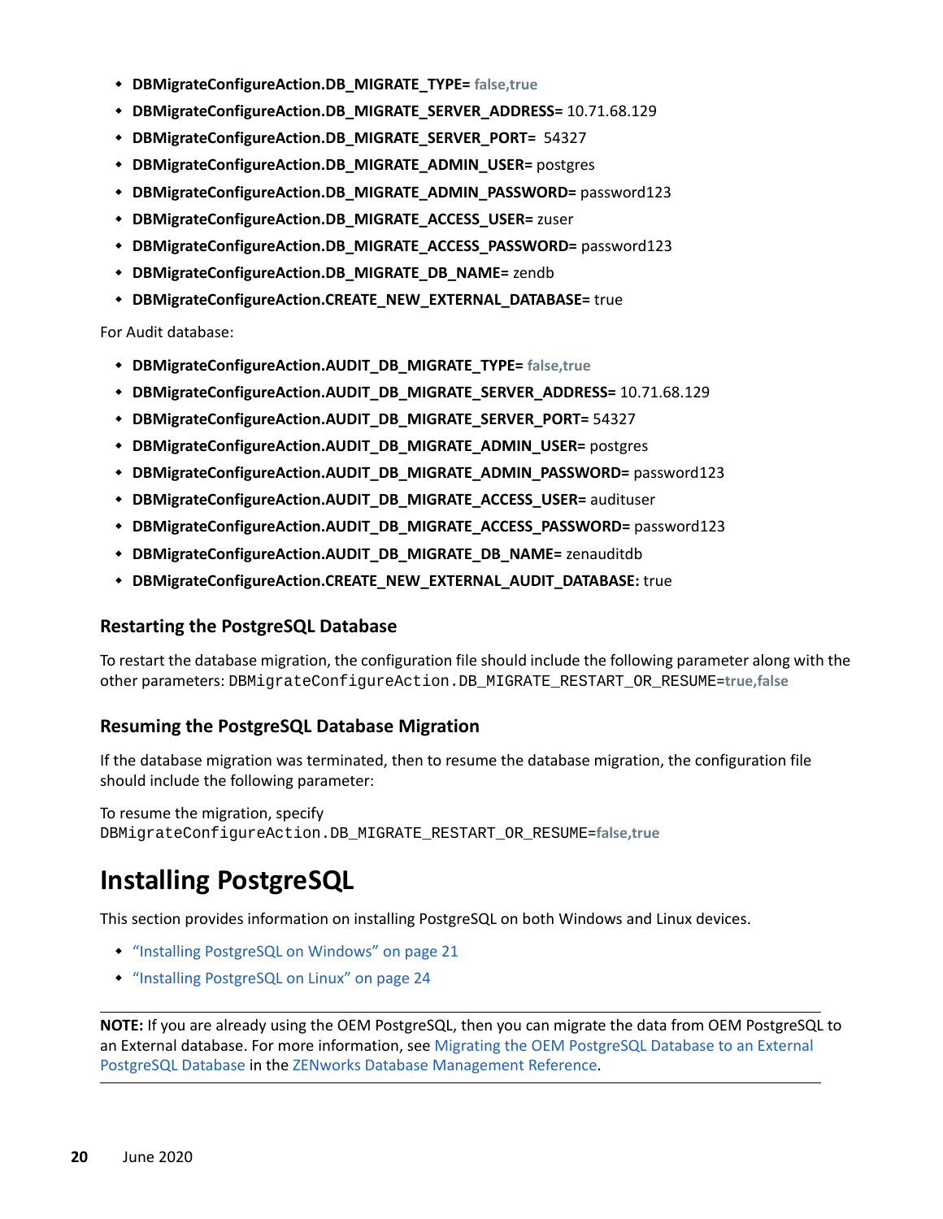- **DBMigrateConfigureAction.DB_MIGRATE_TYPE=** **false,true**
- **DBMigrateConfigureAction.DB_MIGRATE_SERVER_ADDRESS=** 10.71.68.129
- **DBMigrateConfigureAction.DB_MIGRATE_SERVER_PORT=** 54327
- **DBMigrateConfigureAction.DB_MIGRATE_ADMIN_USER=** postgres
- **DBMigrateConfigureAction.DB_MIGRATE_ADMIN_PASSWORD=** password123
- **DBMigrateConfigureAction.DB_MIGRATE_ACCESS_USER=** zuser
- **DBMigrateConfigureAction.DB_MIGRATE_ACCESS_PASSWORD=** password123
- **DBMigrateConfigureAction.DB_MIGRATE_DB_NAME=** zendb
- **DBMigrateConfigureAction.CREATE_NEW_EXTERNAL_DATABASE=** true

For Audit database:

- **DBMigrateConfigureAction.AUDIT_DB_MIGRATE_TYPE=** **false,true**
- **DBMigrateConfigureAction.AUDIT_DB_MIGRATE_SERVER_ADDRESS=** 10.71.68.129
- **DBMigrateConfigureAction.AUDIT_DB_MIGRATE_SERVER_PORT=** 54327
- **DBMigrateConfigureAction.AUDIT_DB_MIGRATE_ADMIN_USER=** postgres
- **DBMigrateConfigureAction.AUDIT_DB_MIGRATE_ADMIN_PASSWORD=** password123
- **DBMigrateConfigureAction.AUDIT_DB_MIGRATE_ACCESS_USER=** audituser
- **DBMigrateConfigureAction.AUDIT_DB_MIGRATE_ACCESS_PASSWORD=** password123
- **DBMigrateConfigureAction.AUDIT_DB_MIGRATE_DB_NAME=** zenauditdb
- **DBMigrateConfigureAction.CREATE_NEW_EXTERNAL_AUDIT_DATABASE:** true

### Restarting the PostgreSQL Database

To restart the database migration, the configuration file should include the following parameter along with the other parameters: `DBMigrateConfigureAction.DB_MIGRATE_RESTART_OR_RESUME=`**true,false**

### Resuming the PostgreSQL Database Migration

If the database migration was terminated, then to resume the database migration, the configuration file should include the following parameter:

To resume the migration, specify `DBMigrateConfigureAction.DB_MIGRATE_RESTART_OR_RESUME=`**false,true**

## Installing PostgreSQL

This section provides information on installing PostgreSQL on both Windows and Linux devices.

- "Installing PostgreSQL on Windows" on page 21
- "Installing PostgreSQL on Linux" on page 24

**NOTE:** If you are already using the OEM PostgreSQL, then you can migrate the data from OEM PostgreSQL to an External database. For more information, see Migrating the OEM PostgreSQL Database to an External PostgreSQL Database in the ZENworks Database Management Reference.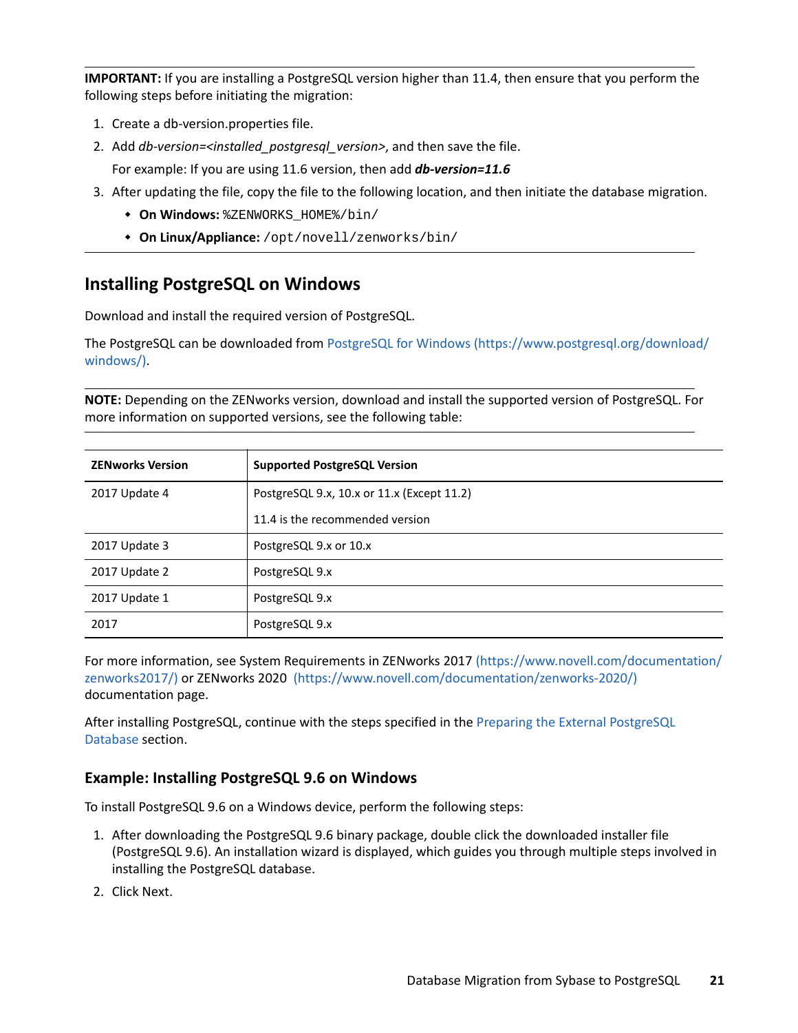**IMPORTANT:** If you are installing a PostgreSQL version higher than 11.4, then ensure that you perform the following steps before initiating the migration:

1. Create a db-version.properties file.
2. Add *db-version=<installed_postgresql_version>*, and then save the file.

   For example: If you are using 11.6 version, then add ***db-version=11.6***
3. After updating the file, copy the file to the following location, and then initiate the database migration.
   - **On Windows:** `%ZENWORKS_HOME%/bin/`
   - **On Linux/Appliance:** `/opt/novell/zenworks/bin/`

## Installing PostgreSQL on Windows

Download and install the required version of PostgreSQL.

The PostgreSQL can be downloaded from PostgreSQL for Windows (https://www.postgresql.org/download/windows/).

**NOTE:** Depending on the ZENworks version, download and install the supported version of PostgreSQL. For more information on supported versions, see the following table:

| ZENworks Version | Supported PostgreSQL Version |
|---|---|
| 2017 Update 4 | PostgreSQL 9.x, 10.x or 11.x (Except 11.2)<br><br>11.4 is the recommended version |
| 2017 Update 3 | PostgreSQL 9.x or 10.x |
| 2017 Update 2 | PostgreSQL 9.x |
| 2017 Update 1 | PostgreSQL 9.x |
| 2017 | PostgreSQL 9.x |

For more information, see System Requirements in ZENworks 2017 (https://www.novell.com/documentation/zenworks2017/) or ZENworks 2020 (https://www.novell.com/documentation/zenworks-2020/) documentation page.

After installing PostgreSQL, continue with the steps specified in the Preparing the External PostgreSQL Database section.

### Example: Installing PostgreSQL 9.6 on Windows

To install PostgreSQL 9.6 on a Windows device, perform the following steps:

1. After downloading the PostgreSQL 9.6 binary package, double click the downloaded installer file (PostgreSQL 9.6). An installation wizard is displayed, which guides you through multiple steps involved in installing the PostgreSQL database.
2. Click Next.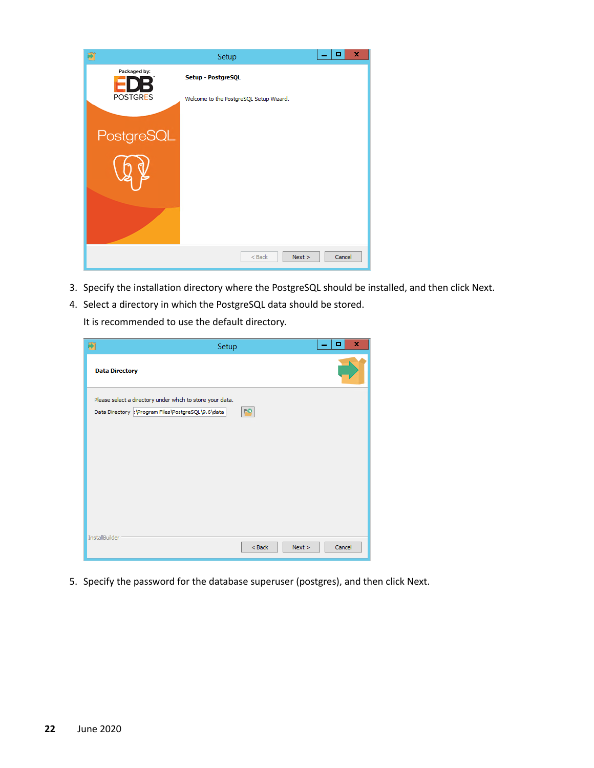3. Specify the installation directory where the PostgreSQL should be installed, and then click Next.
4. Select a directory in which the PostgreSQL data should be stored.

   It is recommended to use the default directory.

5. Specify the password for the database superuser (postgres), and then click Next.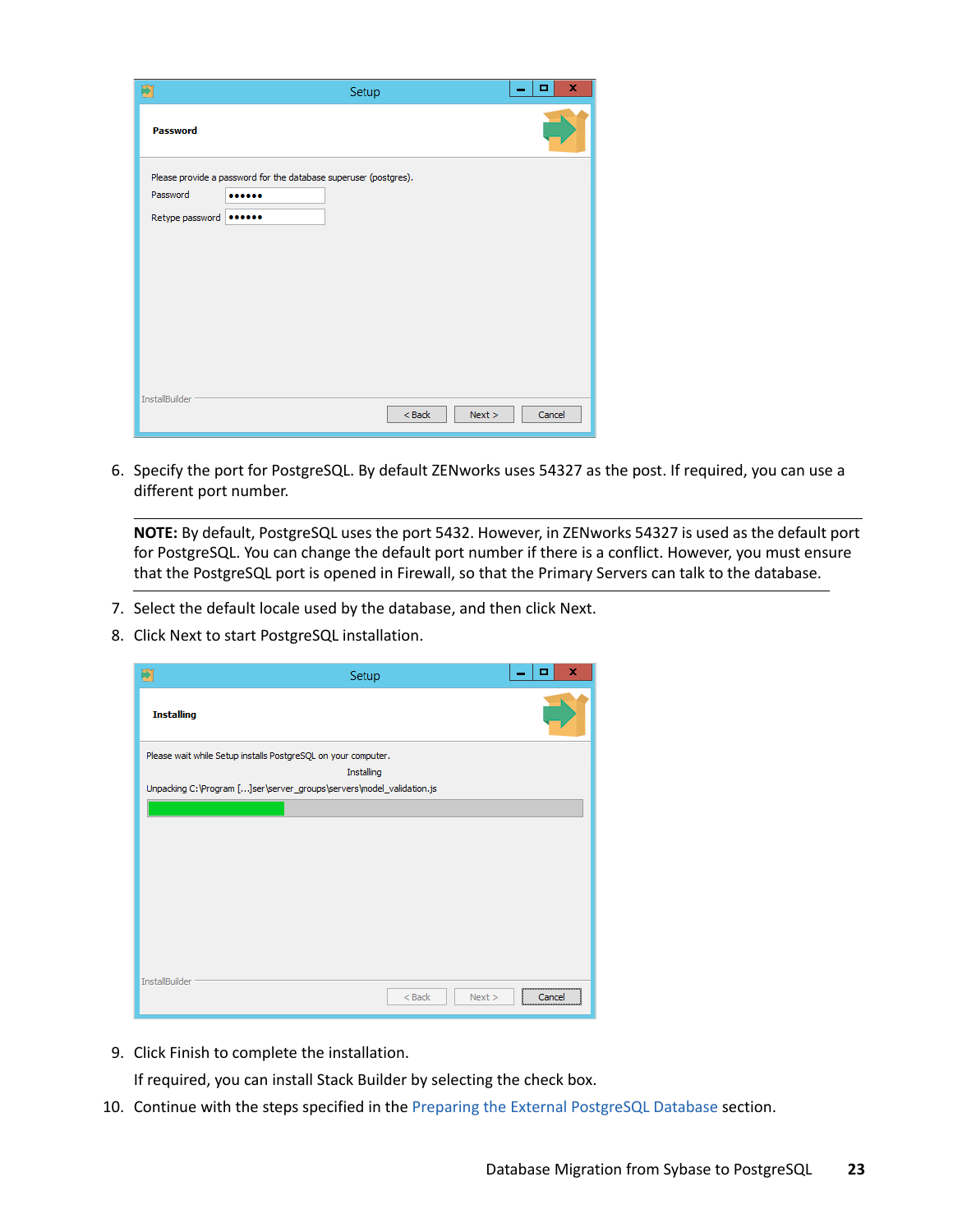6. Specify the port for PostgreSQL. By default ZENworks uses 54327 as the post. If required, you can use a different port number.

---

**NOTE:** By default, PostgreSQL uses the port 5432. However, in ZENworks 54327 is used as the default port for PostgreSQL. You can change the default port number if there is a conflict. However, you must ensure that the PostgreSQL port is opened in Firewall, so that the Primary Servers can talk to the database.

---

7. Select the default locale used by the database, and then click Next.
8. Click Next to start PostgreSQL installation.
9. Click Finish to complete the installation.

   If required, you can install Stack Builder by selecting the check box.
10. Continue with the steps specified in the Preparing the External PostgreSQL Database section.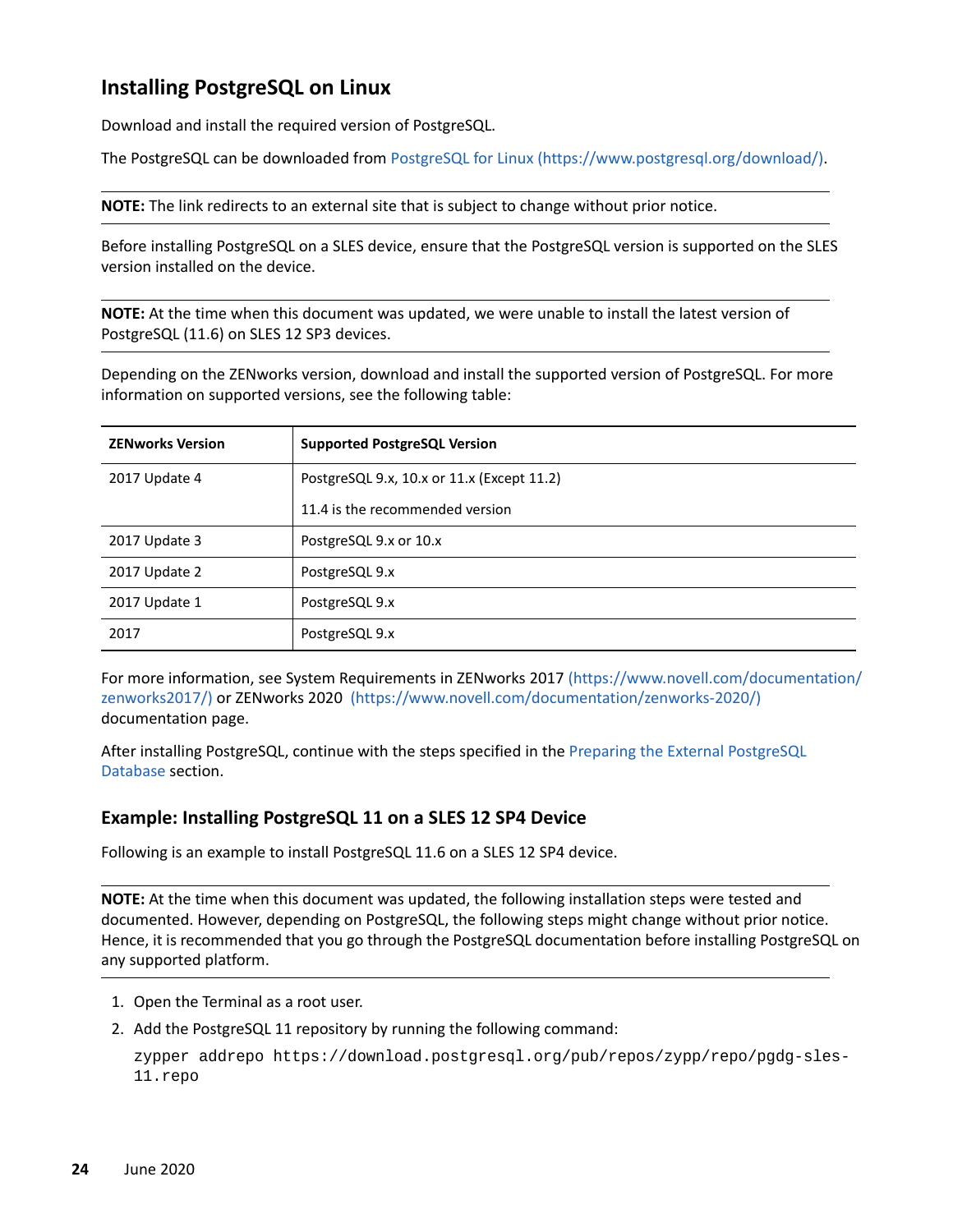## Installing PostgreSQL on Linux

Download and install the required version of PostgreSQL.

The PostgreSQL can be downloaded from PostgreSQL for Linux (https://www.postgresql.org/download/).

**NOTE:** The link redirects to an external site that is subject to change without prior notice.

Before installing PostgreSQL on a SLES device, ensure that the PostgreSQL version is supported on the SLES version installed on the device.

**NOTE:** At the time when this document was updated, we were unable to install the latest version of PostgreSQL (11.6) on SLES 12 SP3 devices.

Depending on the ZENworks version, download and install the supported version of PostgreSQL. For more information on supported versions, see the following table:

| ZENworks Version | Supported PostgreSQL Version |
| --- | --- |
| 2017 Update 4 | PostgreSQL 9.x, 10.x or 11.x (Except 11.2)<br>11.4 is the recommended version |
| 2017 Update 3 | PostgreSQL 9.x or 10.x |
| 2017 Update 2 | PostgreSQL 9.x |
| 2017 Update 1 | PostgreSQL 9.x |
| 2017 | PostgreSQL 9.x |

For more information, see System Requirements in ZENworks 2017 (https://www.novell.com/documentation/zenworks2017/) or ZENworks 2020 (https://www.novell.com/documentation/zenworks-2020/) documentation page.

After installing PostgreSQL, continue with the steps specified in the Preparing the External PostgreSQL Database section.

### Example: Installing PostgreSQL 11 on a SLES 12 SP4 Device

Following is an example to install PostgreSQL 11.6 on a SLES 12 SP4 device.

**NOTE:** At the time when this document was updated, the following installation steps were tested and documented. However, depending on PostgreSQL, the following steps might change without prior notice. Hence, it is recommended that you go through the PostgreSQL documentation before installing PostgreSQL on any supported platform.

1. Open the Terminal as a root user.
2. Add the PostgreSQL 11 repository by running the following command:

   ```
   zypper addrepo https://download.postgresql.org/pub/repos/zypp/repo/pgdg-sles-11.repo
   ```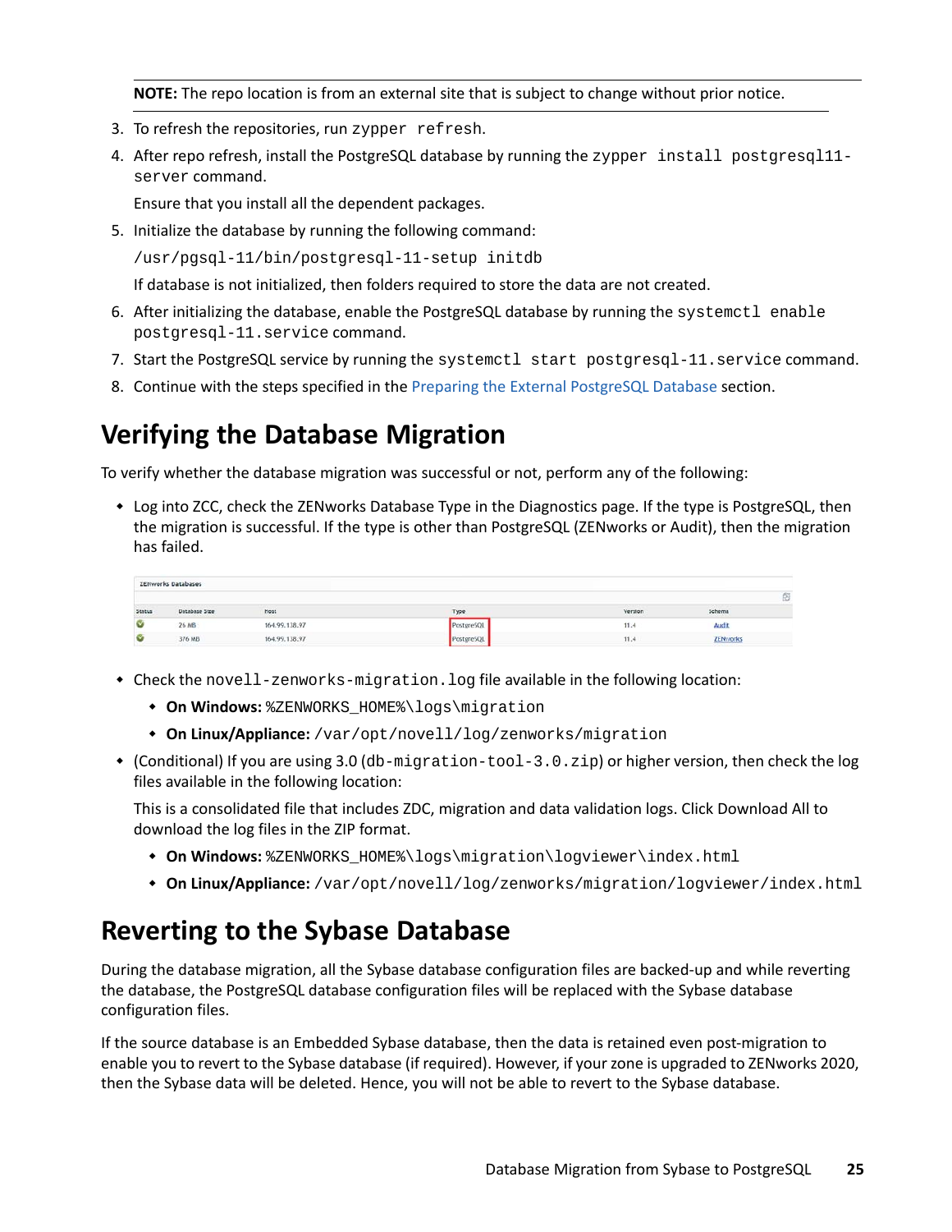**NOTE:** The repo location is from an external site that is subject to change without prior notice.

3. To refresh the repositories, run `zypper refresh`.
4. After repo refresh, install the PostgreSQL database by running the `zypper install postgresql11-server` command.

   Ensure that you install all the dependent packages.
5. Initialize the database by running the following command:

   `/usr/pgsql-11/bin/postgresql-11-setup initdb`

   If database is not initialized, then folders required to store the data are not created.
6. After initializing the database, enable the PostgreSQL database by running the `systemctl enable postgresql-11.service` command.
7. Start the PostgreSQL service by running the `systemctl start postgresql-11.service` command.
8. Continue with the steps specified in the Preparing the External PostgreSQL Database section.

## Verifying the Database Migration

To verify whether the database migration was successful or not, perform any of the following:

- Log into ZCC, check the ZENworks Database Type in the Diagnostics page. If the type is PostgreSQL, then the migration is successful. If the type is other than PostgreSQL (ZENworks or Audit), then the migration has failed.

ZENworks Databases

| Status | Database Size | Host | Type | Version | Schema |
|---|---|---|---|---|---|
| | 26 MB | 164.99.138.97 | PostgreSQL | 11.4 | Audit |
| | 376 MB | 164.99.138.97 | PostgreSQL | 11.4 | ZENworks |

- Check the `novell-zenworks-migration.log` file available in the following location:
  - **On Windows:** `%ZENWORKS_HOME%\logs\migration`
  - **On Linux/Appliance:** `/var/opt/novell/log/zenworks/migration`
- (Conditional) If you are using 3.0 (`db-migration-tool-3.0.zip`) or higher version, then check the log files available in the following location:

  This is a consolidated file that includes ZDC, migration and data validation logs. Click Download All to download the log files in the ZIP format.
  - **On Windows:** `%ZENWORKS_HOME%\logs\migration\logviewer\index.html`
  - **On Linux/Appliance:** `/var/opt/novell/log/zenworks/migration/logviewer/index.html`

## Reverting to the Sybase Database

During the database migration, all the Sybase database configuration files are backed-up and while reverting the database, the PostgreSQL database configuration files will be replaced with the Sybase database configuration files.

If the source database is an Embedded Sybase database, then the data is retained even post-migration to enable you to revert to the Sybase database (if required). However, if your zone is upgraded to ZENworks 2020, then the Sybase data will be deleted. Hence, you will not be able to revert to the Sybase database.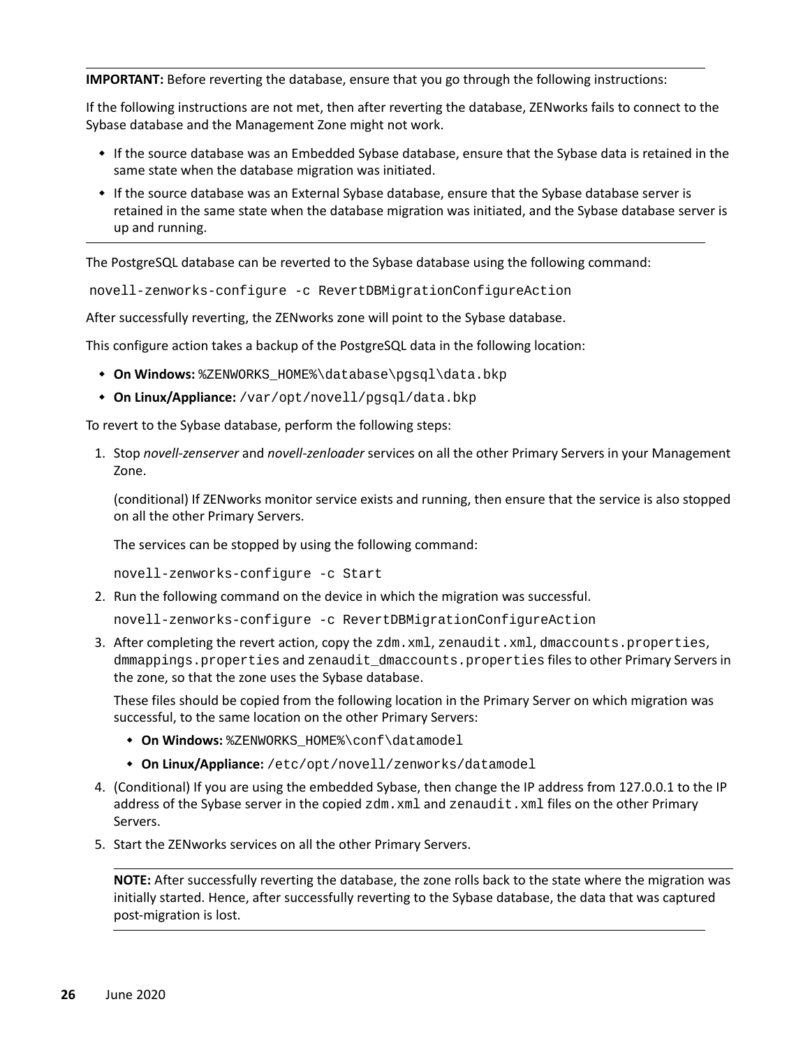**IMPORTANT:** Before reverting the database, ensure that you go through the following instructions:

If the following instructions are not met, then after reverting the database, ZENworks fails to connect to the Sybase database and the Management Zone might not work.

- If the source database was an Embedded Sybase database, ensure that the Sybase data is retained in the same state when the database migration was initiated.
- If the source database was an External Sybase database, ensure that the Sybase database server is retained in the same state when the database migration was initiated, and the Sybase database server is up and running.

The PostgreSQL database can be reverted to the Sybase database using the following command:

```
novell-zenworks-configure -c RevertDBMigrationConfigureAction
```

After successfully reverting, the ZENworks zone will point to the Sybase database.

This configure action takes a backup of the PostgreSQL data in the following location:

- **On Windows:** `%ZENWORKS_HOME%\database\pgsql\data.bkp`
- **On Linux/Appliance:** `/var/opt/novell/pgsql/data.bkp`

To revert to the Sybase database, perform the following steps:

1. Stop *novell-zenserver* and *novell-zenloader* services on all the other Primary Servers in your Management Zone.

   (conditional) If ZENworks monitor service exists and running, then ensure that the service is also stopped on all the other Primary Servers.

   The services can be stopped by using the following command:

   ```
   novell-zenworks-configure -c Start
   ```

2. Run the following command on the device in which the migration was successful.

   ```
   novell-zenworks-configure -c RevertDBMigrationConfigureAction
   ```

3. After completing the revert action, copy the `zdm.xml`, `zenaudit.xml`, `dmaccounts.properties`, `dmmappings.properties` and `zenaudit_dmaccounts.properties` files to other Primary Servers in the zone, so that the zone uses the Sybase database.

   These files should be copied from the following location in the Primary Server on which migration was successful, to the same location on the other Primary Servers:

   - **On Windows:** `%ZENWORKS_HOME%\conf\datamodel`
   - **On Linux/Appliance:** `/etc/opt/novell/zenworks/datamodel`

4. (Conditional) If you are using the embedded Sybase, then change the IP address from 127.0.0.1 to the IP address of the Sybase server in the copied `zdm.xml` and `zenaudit.xml` files on the other Primary Servers.

5. Start the ZENworks services on all the other Primary Servers.

   **NOTE:** After successfully reverting the database, the zone rolls back to the state where the migration was initially started. Hence, after successfully reverting to the Sybase database, the data that was captured post-migration is lost.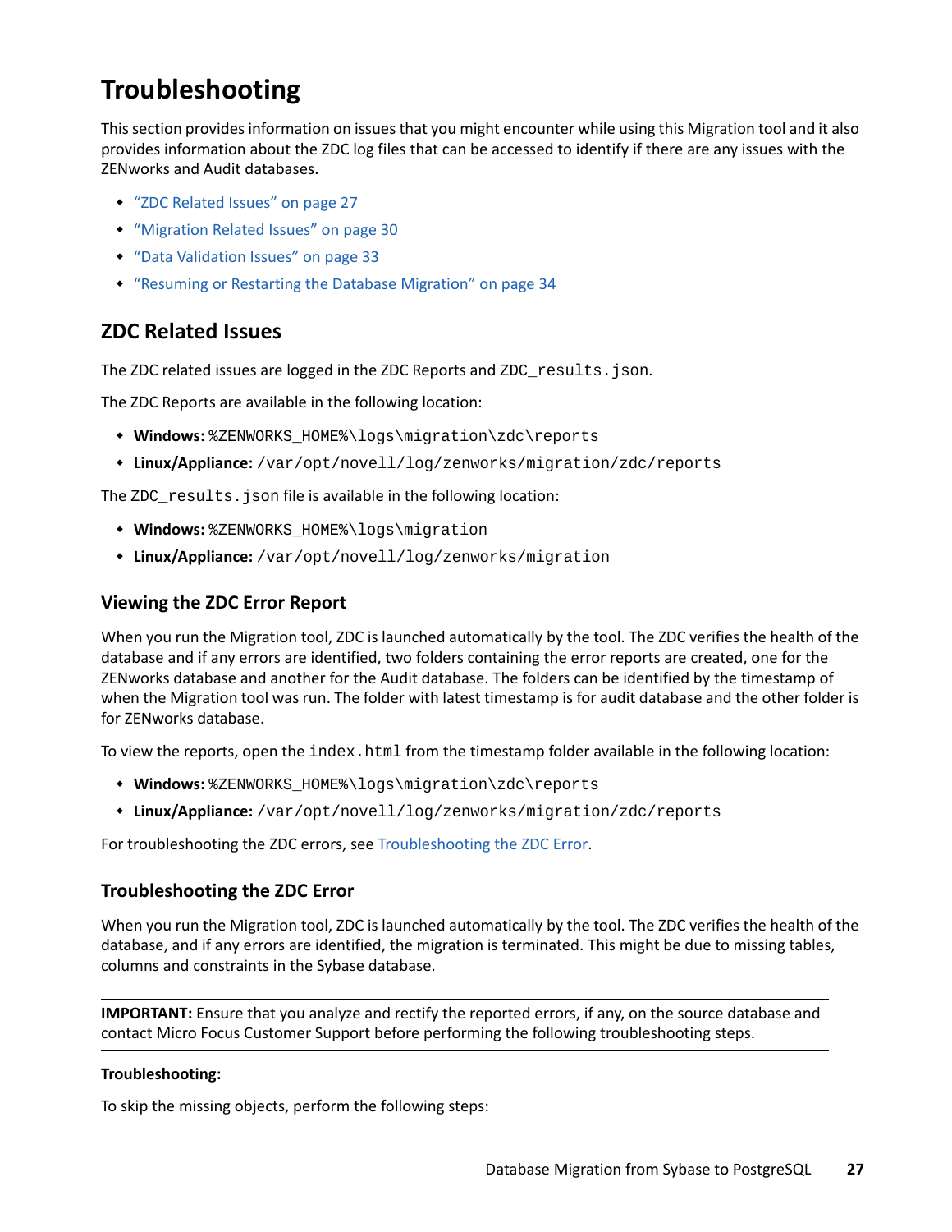# Troubleshooting

This section provides information on issues that you might encounter while using this Migration tool and it also provides information about the ZDC log files that can be accessed to identify if there are any issues with the ZENworks and Audit databases.

- "ZDC Related Issues" on page 27
- "Migration Related Issues" on page 30
- "Data Validation Issues" on page 33
- "Resuming or Restarting the Database Migration" on page 34

## ZDC Related Issues

The ZDC related issues are logged in the ZDC Reports and `ZDC_results.json`.

The ZDC Reports are available in the following location:

- **Windows:** `%ZENWORKS_HOME%\logs\migration\zdc\reports`
- **Linux/Appliance:** `/var/opt/novell/log/zenworks/migration/zdc/reports`

The `ZDC_results.json` file is available in the following location:

- **Windows:** `%ZENWORKS_HOME%\logs\migration`
- **Linux/Appliance:** `/var/opt/novell/log/zenworks/migration`

### Viewing the ZDC Error Report

When you run the Migration tool, ZDC is launched automatically by the tool. The ZDC verifies the health of the database and if any errors are identified, two folders containing the error reports are created, one for the ZENworks database and another for the Audit database. The folders can be identified by the timestamp of when the Migration tool was run. The folder with latest timestamp is for audit database and the other folder is for ZENworks database.

To view the reports, open the `index.html` from the timestamp folder available in the following location:

- **Windows:** `%ZENWORKS_HOME%\logs\migration\zdc\reports`
- **Linux/Appliance:** `/var/opt/novell/log/zenworks/migration/zdc/reports`

For troubleshooting the ZDC errors, see Troubleshooting the ZDC Error.

### Troubleshooting the ZDC Error

When you run the Migration tool, ZDC is launched automatically by the tool. The ZDC verifies the health of the database, and if any errors are identified, the migration is terminated. This might be due to missing tables, columns and constraints in the Sybase database.

---

**IMPORTANT:** Ensure that you analyze and rectify the reported errors, if any, on the source database and contact Micro Focus Customer Support before performing the following troubleshooting steps.

---

**Troubleshooting:**

To skip the missing objects, perform the following steps: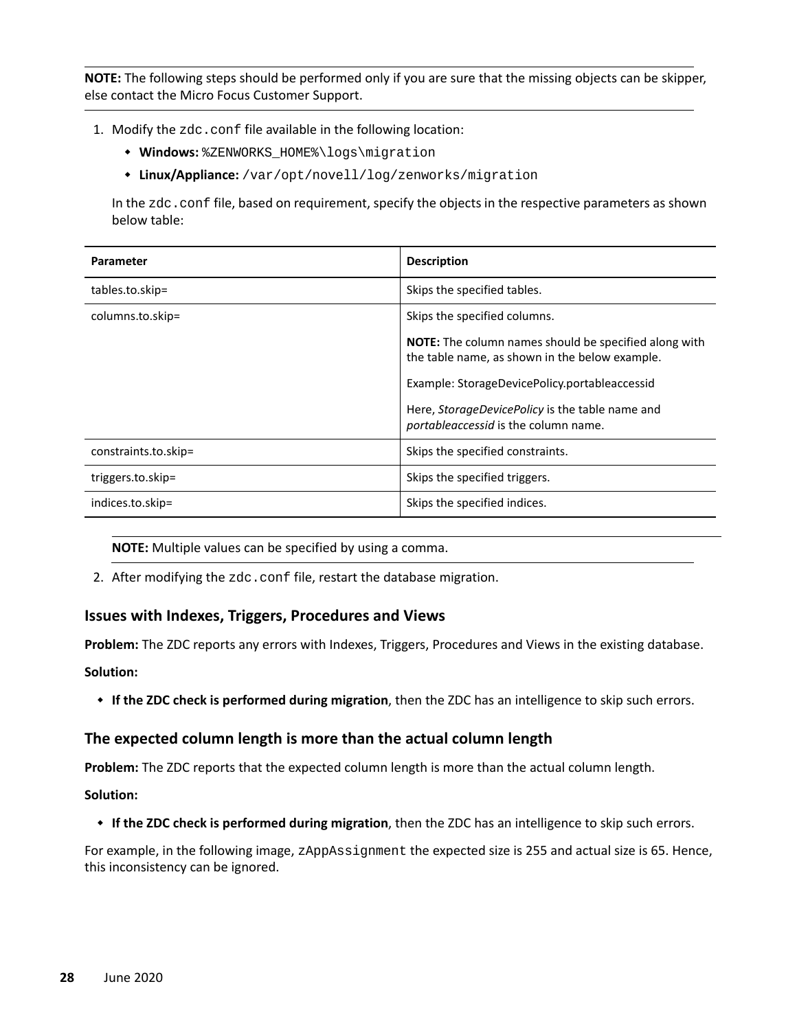**NOTE:** The following steps should be performed only if you are sure that the missing objects can be skipper, else contact the Micro Focus Customer Support.

1. Modify the `zdc.conf` file available in the following location:
   - **Windows:** `%ZENWORKS_HOME%\logs\migration`
   - **Linux/Appliance:** `/var/opt/novell/log/zenworks/migration`

   In the `zdc.conf` file, based on requirement, specify the objects in the respective parameters as shown below table:

| Parameter | Description |
|---|---|
| tables.to.skip= | Skips the specified tables. |
| columns.to.skip= | Skips the specified columns.<br><br>**NOTE:** The column names should be specified along with the table name, as shown in the below example.<br><br>Example: StorageDevicePolicy.portableaccessid<br><br>Here, *StorageDevicePolicy* is the table name and *portableaccessid* is the column name. |
| constraints.to.skip= | Skips the specified constraints. |
| triggers.to.skip= | Skips the specified triggers. |
| indices.to.skip= | Skips the specified indices. |

   **NOTE:** Multiple values can be specified by using a comma.

2. After modifying the `zdc.conf` file, restart the database migration.

### Issues with Indexes, Triggers, Procedures and Views

**Problem:** The ZDC reports any errors with Indexes, Triggers, Procedures and Views in the existing database.

**Solution:**

- **If the ZDC check is performed during migration**, then the ZDC has an intelligence to skip such errors.

### The expected column length is more than the actual column length

**Problem:** The ZDC reports that the expected column length is more than the actual column length.

**Solution:**

- **If the ZDC check is performed during migration**, then the ZDC has an intelligence to skip such errors.

For example, in the following image, `zAppAssignment` the expected size is 255 and actual size is 65. Hence, this inconsistency can be ignored.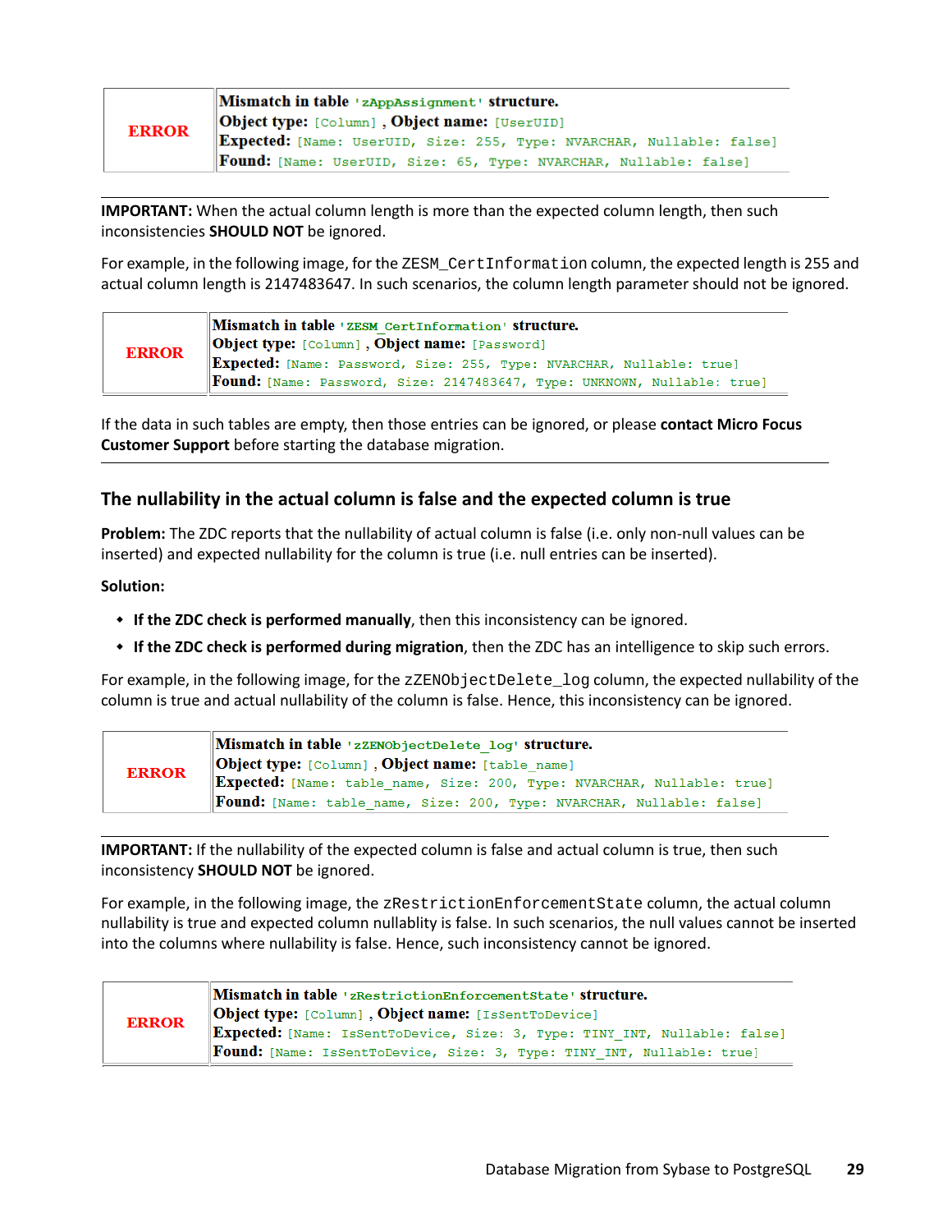| ERROR | **Mismatch in table** 'zAppAssignment' **structure.** <br> **Object type:** [Column] **, Object name:** [UserUID] <br> **Expected:** [Name: UserUID, Size: 255, Type: NVARCHAR, Nullable: false] <br> **Found:** [Name: UserUID, Size: 65, Type: NVARCHAR, Nullable: false] |
|---|---|

**IMPORTANT:** When the actual column length is more than the expected column length, then such inconsistencies **SHOULD NOT** be ignored.

For example, in the following image, for the `ZESM_CertInformation` column, the expected length is 255 and actual column length is 2147483647. In such scenarios, the column length parameter should not be ignored.

| ERROR | **Mismatch in table** 'ZESM_CertInformation' **structure.** <br> **Object type:** [Column] **, Object name:** [Password] <br> **Expected:** [Name: Password, Size: 255, Type: NVARCHAR, Nullable: true] <br> **Found:** [Name: Password, Size: 2147483647, Type: UNKNOWN, Nullable: true] |
|---|---|

If the data in such tables are empty, then those entries can be ignored, or please **contact Micro Focus Customer Support** before starting the database migration.

## The nullability in the actual column is false and the expected column is true

**Problem:** The ZDC reports that the nullability of actual column is false (i.e. only non-null values can be inserted) and expected nullability for the column is true (i.e. null entries can be inserted).

**Solution:**

- **If the ZDC check is performed manually**, then this inconsistency can be ignored.
- **If the ZDC check is performed during migration**, then the ZDC has an intelligence to skip such errors.

For example, in the following image, for the `zZENObjectDelete_log` column, the expected nullability of the column is true and actual nullability of the column is false. Hence, this inconsistency can be ignored.

| ERROR | **Mismatch in table** 'zZENObjectDelete_log' **structure.** <br> **Object type:** [Column] **, Object name:** [table_name] <br> **Expected:** [Name: table_name, Size: 200, Type: NVARCHAR, Nullable: true] <br> **Found:** [Name: table_name, Size: 200, Type: NVARCHAR, Nullable: false] |
|---|---|

**IMPORTANT:** If the nullability of the expected column is false and actual column is true, then such inconsistency **SHOULD NOT** be ignored.

For example, in the following image, the `zRestrictionEnforcementState` column, the actual column nullability is true and expected column nullablity is false. In such scenarios, the null values cannot be inserted into the columns where nullability is false. Hence, such inconsistency cannot be ignored.

| ERROR | **Mismatch in table** 'zRestrictionEnforcementState' **structure.** <br> **Object type:** [Column] **, Object name:** [IsSentToDevice] <br> **Expected:** [Name: IsSentToDevice, Size: 3, Type: TINY_INT, Nullable: false] <br> **Found:** [Name: IsSentToDevice, Size: 3, Type: TINY_INT, Nullable: true] |
|---|---|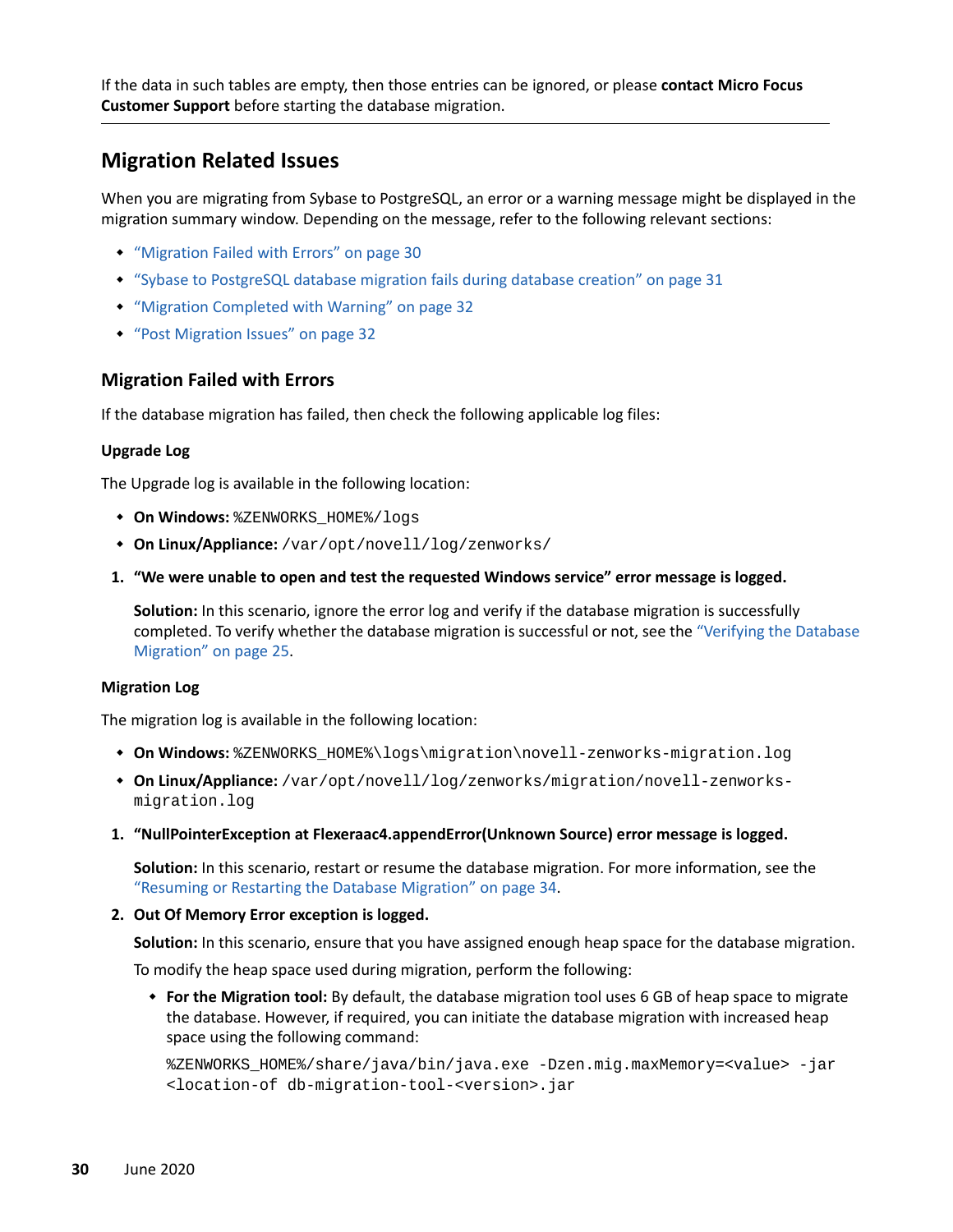If the data in such tables are empty, then those entries can be ignored, or please **contact Micro Focus Customer Support** before starting the database migration.

---

## Migration Related Issues

When you are migrating from Sybase to PostgreSQL, an error or a warning message might be displayed in the migration summary window. Depending on the message, refer to the following relevant sections:

- "Migration Failed with Errors" on page 30
- "Sybase to PostgreSQL database migration fails during database creation" on page 31
- "Migration Completed with Warning" on page 32
- "Post Migration Issues" on page 32

### Migration Failed with Errors

If the database migration has failed, then check the following applicable log files:

#### Upgrade Log

The Upgrade log is available in the following location:

- **On Windows:** `%ZENWORKS_HOME%/logs`
- **On Linux/Appliance:** `/var/opt/novell/log/zenworks/`

1. **"We were unable to open and test the requested Windows service" error message is logged.**

   **Solution:** In this scenario, ignore the error log and verify if the database migration is successfully completed. To verify whether the database migration is successful or not, see the "Verifying the Database Migration" on page 25.

#### Migration Log

The migration log is available in the following location:

- **On Windows:** `%ZENWORKS_HOME%\logs\migration\novell-zenworks-migration.log`
- **On Linux/Appliance:** `/var/opt/novell/log/zenworks/migration/novell-zenworks-migration.log`

1. **"NullPointerException at Flexeraac4.appendError(Unknown Source) error message is logged.**

   **Solution:** In this scenario, restart or resume the database migration. For more information, see the "Resuming or Restarting the Database Migration" on page 34.

2. **Out Of Memory Error exception is logged.**

   **Solution:** In this scenario, ensure that you have assigned enough heap space for the database migration.

   To modify the heap space used during migration, perform the following:

   - **For the Migration tool:** By default, the database migration tool uses 6 GB of heap space to migrate the database. However, if required, you can initiate the database migration with increased heap space using the following command:

     ```
     %ZENWORKS_HOME%/share/java/bin/java.exe -Dzen.mig.maxMemory=<value> -jar
     <location-of db-migration-tool-<version>.jar
     ```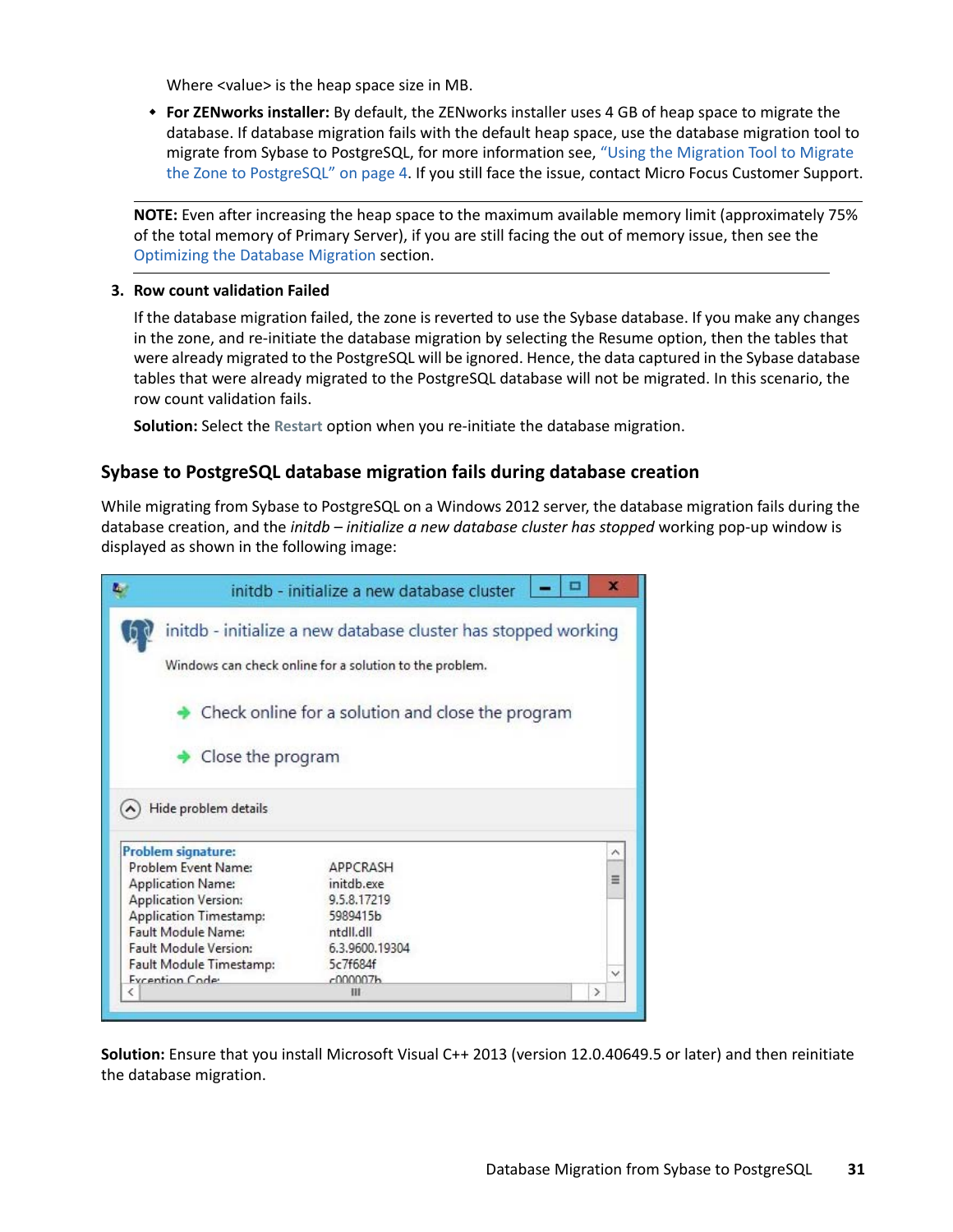Where <value> is the heap space size in MB.

- **For ZENworks installer:** By default, the ZENworks installer uses 4 GB of heap space to migrate the database. If database migration fails with the default heap space, use the database migration tool to migrate from Sybase to PostgreSQL, for more information see, "Using the Migration Tool to Migrate the Zone to PostgreSQL" on page 4. If you still face the issue, contact Micro Focus Customer Support.

---

**NOTE:** Even after increasing the heap space to the maximum available memory limit (approximately 75% of the total memory of Primary Server), if you are still facing the out of memory issue, then see the Optimizing the Database Migration section.

---

3. **Row count validation Failed**

   If the database migration failed, the zone is reverted to use the Sybase database. If you make any changes in the zone, and re-initiate the database migration by selecting the Resume option, then the tables that were already migrated to the PostgreSQL will be ignored. Hence, the data captured in the Sybase database tables that were already migrated to the PostgreSQL database will not be migrated. In this scenario, the row count validation fails.

   **Solution:** Select the **Restart** option when you re-initiate the database migration.

### Sybase to PostgreSQL database migration fails during database creation

While migrating from Sybase to PostgreSQL on a Windows 2012 server, the database migration fails during the database creation, and the *initdb – initialize a new database cluster has stopped* working pop-up window is displayed as shown in the following image:

**Solution:** Ensure that you install Microsoft Visual C++ 2013 (version 12.0.40649.5 or later) and then reinitiate the database migration.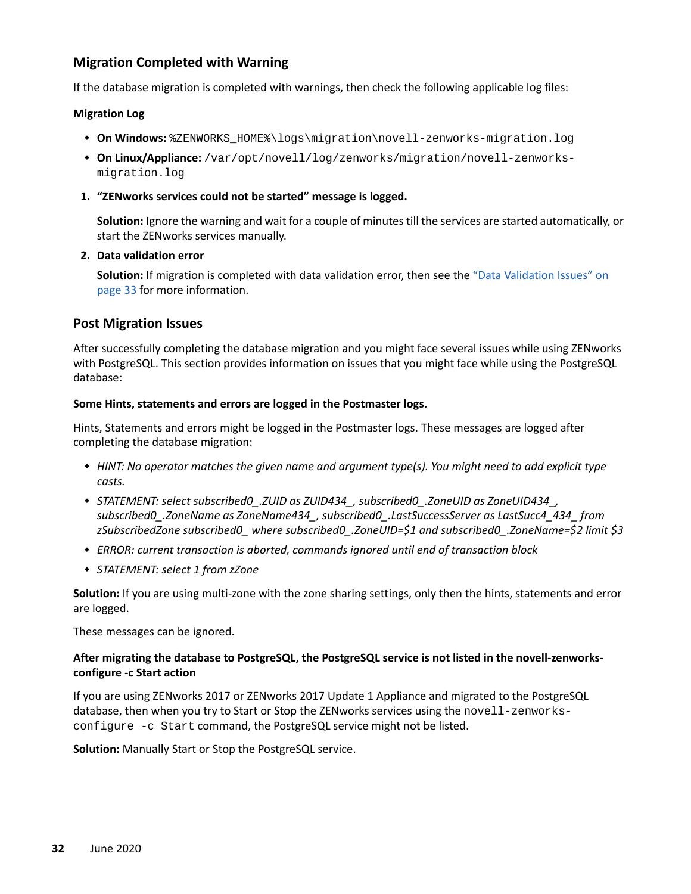## Migration Completed with Warning

If the database migration is completed with warnings, then check the following applicable log files:

**Migration Log**

- **On Windows:** `%ZENWORKS_HOME%\logs\migration\novell-zenworks-migration.log`
- **On Linux/Appliance:** `/var/opt/novell/log/zenworks/migration/novell-zenworks-migration.log`

1. **"ZENworks services could not be started" message is logged.**

   **Solution:** Ignore the warning and wait for a couple of minutes till the services are started automatically, or start the ZENworks services manually.

2. **Data validation error**

   **Solution:** If migration is completed with data validation error, then see the "Data Validation Issues" on page 33 for more information.

## Post Migration Issues

After successfully completing the database migration and you might face several issues while using ZENworks with PostgreSQL. This section provides information on issues that you might face while using the PostgreSQL database:

**Some Hints, statements and errors are logged in the Postmaster logs.**

Hints, Statements and errors might be logged in the Postmaster logs. These messages are logged after completing the database migration:

- *HINT: No operator matches the given name and argument type(s). You might need to add explicit type casts.*
- *STATEMENT: select subscribed0_.ZUID as ZUID434_, subscribed0_.ZoneUID as ZoneUID434_, subscribed0_.ZoneName as ZoneName434_, subscribed0_.LastSuccessServer as LastSucc4_434_ from zSubscribedZone subscribed0_ where subscribed0_.ZoneUID=$1 and subscribed0_.ZoneName=$2 limit $3*
- *ERROR: current transaction is aborted, commands ignored until end of transaction block*
- *STATEMENT: select 1 from zZone*

**Solution:** If you are using multi-zone with the zone sharing settings, only then the hints, statements and error are logged.

These messages can be ignored.

**After migrating the database to PostgreSQL, the PostgreSQL service is not listed in the novell-zenworks-configure -c Start action**

If you are using ZENworks 2017 or ZENworks 2017 Update 1 Appliance and migrated to the PostgreSQL database, then when you try to Start or Stop the ZENworks services using the `novell-zenworks-configure -c Start` command, the PostgreSQL service might not be listed.

**Solution:** Manually Start or Stop the PostgreSQL service.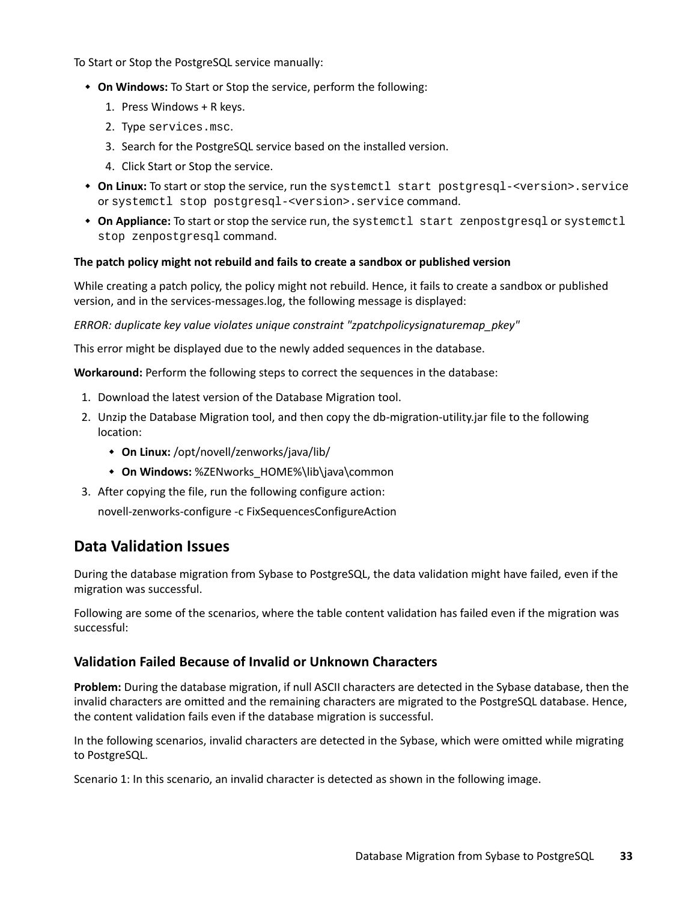To Start or Stop the PostgreSQL service manually:

- **On Windows:** To Start or Stop the service, perform the following:
  1. Press Windows + R keys.
  2. Type `services.msc`.
  3. Search for the PostgreSQL service based on the installed version.
  4. Click Start or Stop the service.
- **On Linux:** To start or stop the service, run the `systemctl start postgresql-<version>.service` or `systemctl stop postgresql-<version>.service` command.
- **On Appliance:** To start or stop the service run, the `systemctl start zenpostgresql` or `systemctl stop zenpostgresql` command.

**The patch policy might not rebuild and fails to create a sandbox or published version**

While creating a patch policy, the policy might not rebuild. Hence, it fails to create a sandbox or published version, and in the services-messages.log, the following message is displayed:

*ERROR: duplicate key value violates unique constraint "zpatchpolicysignaturemap_pkey"*

This error might be displayed due to the newly added sequences in the database.

**Workaround:** Perform the following steps to correct the sequences in the database:

1. Download the latest version of the Database Migration tool.
2. Unzip the Database Migration tool, and then copy the db-migration-utility.jar file to the following location:
   - **On Linux:** /opt/novell/zenworks/java/lib/
   - **On Windows:** %ZENworks_HOME%\lib\java\common
3. After copying the file, run the following configure action:

   novell-zenworks-configure -c FixSequencesConfigureAction

## Data Validation Issues

During the database migration from Sybase to PostgreSQL, the data validation might have failed, even if the migration was successful.

Following are some of the scenarios, where the table content validation has failed even if the migration was successful:

### Validation Failed Because of Invalid or Unknown Characters

**Problem:** During the database migration, if null ASCII characters are detected in the Sybase database, then the invalid characters are omitted and the remaining characters are migrated to the PostgreSQL database. Hence, the content validation fails even if the database migration is successful.

In the following scenarios, invalid characters are detected in the Sybase, which were omitted while migrating to PostgreSQL.

Scenario 1: In this scenario, an invalid character is detected as shown in the following image.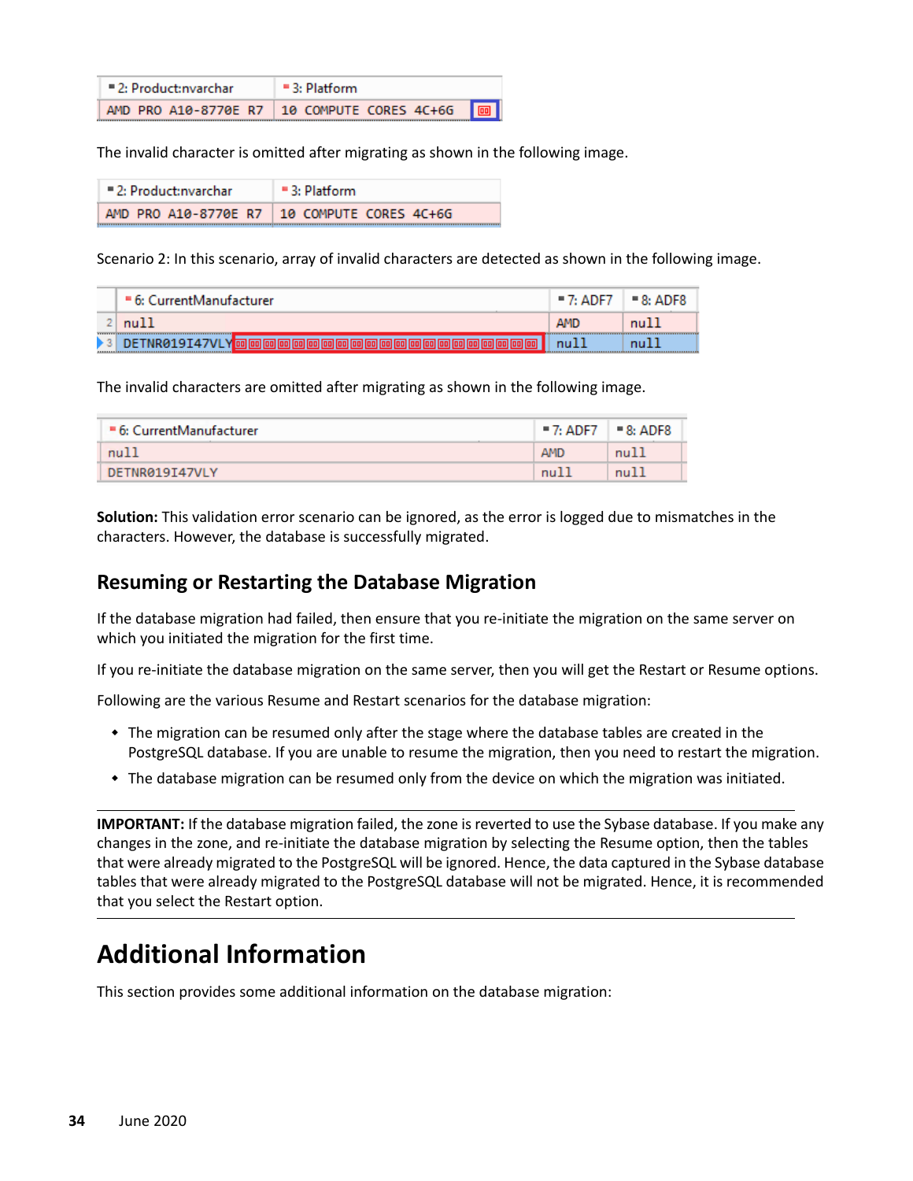| 2: Product:nvarchar | 3: Platform |
|---|---|
| AMD PRO A10-8770E R7 | 10 COMPUTE CORES 4C+6G |

The invalid character is omitted after migrating as shown in the following image.

| 2: Product:nvarchar | 3: Platform |
|---|---|
| AMD PRO A10-8770E R7 | 10 COMPUTE CORES 4C+6G |

Scenario 2: In this scenario, array of invalid characters are detected as shown in the following image.

| | 6: CurrentManufacturer | 7: ADF7 | 8: ADF8 |
|---|---|---|---|
| 2 | null | AMD | null |
| 3 | DETNR019I47VLY | null | null |

The invalid characters are omitted after migrating as shown in the following image.

| 6: CurrentManufacturer | 7: ADF7 | 8: ADF8 |
|---|---|---|
| null | AMD | null |
| DETNR019I47VLY | null | null |

**Solution:** This validation error scenario can be ignored, as the error is logged due to mismatches in the characters. However, the database is successfully migrated.

## Resuming or Restarting the Database Migration

If the database migration had failed, then ensure that you re-initiate the migration on the same server on which you initiated the migration for the first time.

If you re-initiate the database migration on the same server, then you will get the Restart or Resume options.

Following are the various Resume and Restart scenarios for the database migration:

- The migration can be resumed only after the stage where the database tables are created in the PostgreSQL database. If you are unable to resume the migration, then you need to restart the migration.
- The database migration can be resumed only from the device on which the migration was initiated.

**IMPORTANT:** If the database migration failed, the zone is reverted to use the Sybase database. If you make any changes in the zone, and re-initiate the database migration by selecting the Resume option, then the tables that were already migrated to the PostgreSQL will be ignored. Hence, the data captured in the Sybase database tables that were already migrated to the PostgreSQL database will not be migrated. Hence, it is recommended that you select the Restart option.

# Additional Information

This section provides some additional information on the database migration: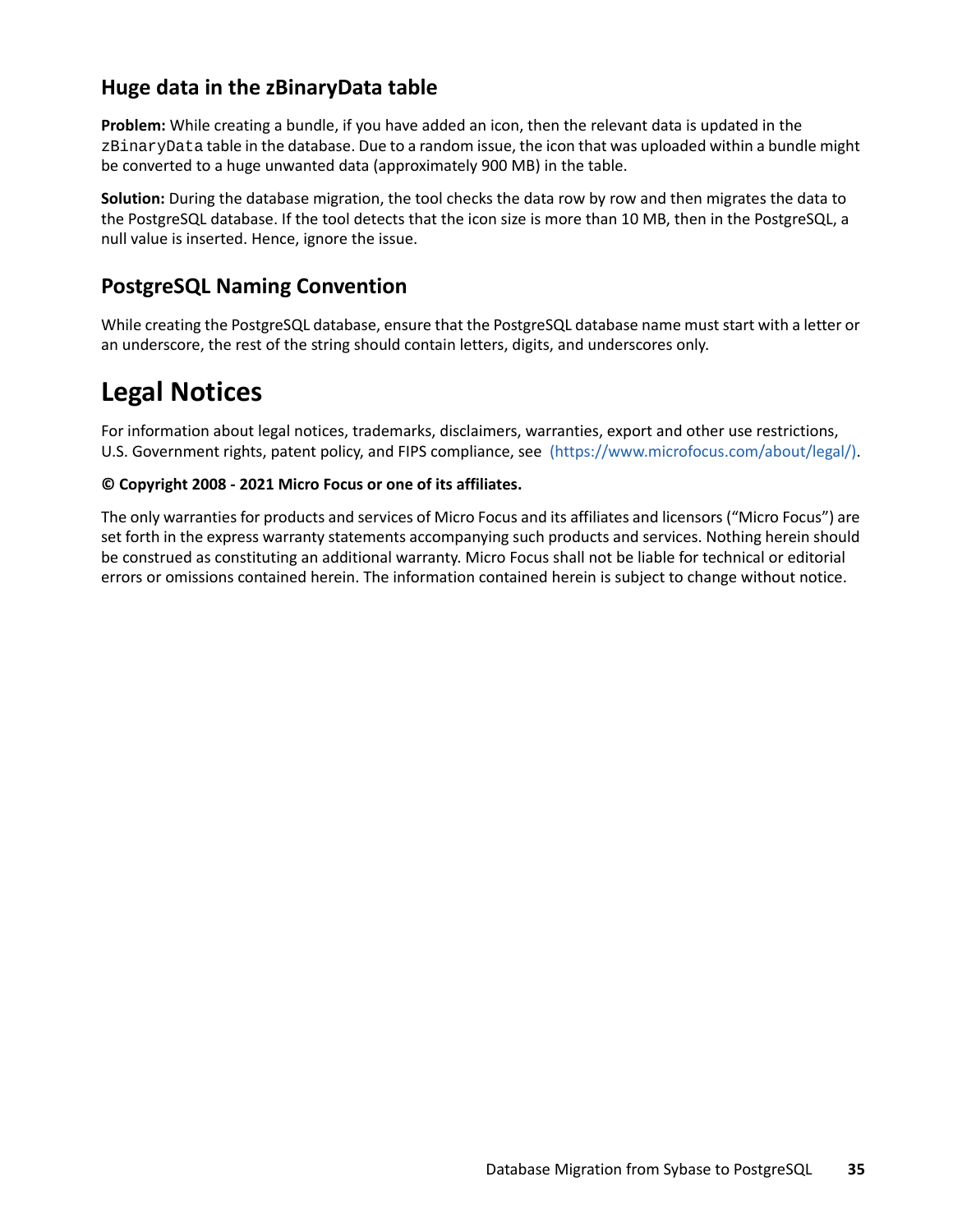### Huge data in the zBinaryData table

**Problem:** While creating a bundle, if you have added an icon, then the relevant data is updated in the `zBinaryData` table in the database. Due to a random issue, the icon that was uploaded within a bundle might be converted to a huge unwanted data (approximately 900 MB) in the table.

**Solution:** During the database migration, the tool checks the data row by row and then migrates the data to the PostgreSQL database. If the tool detects that the icon size is more than 10 MB, then in the PostgreSQL, a null value is inserted. Hence, ignore the issue.

### PostgreSQL Naming Convention

While creating the PostgreSQL database, ensure that the PostgreSQL database name must start with a letter or an underscore, the rest of the string should contain letters, digits, and underscores only.

## Legal Notices

For information about legal notices, trademarks, disclaimers, warranties, export and other use restrictions, U.S. Government rights, patent policy, and FIPS compliance, see (https://www.microfocus.com/about/legal/).

**© Copyright 2008 - 2021 Micro Focus or one of its affiliates.**

The only warranties for products and services of Micro Focus and its affiliates and licensors (“Micro Focus”) are set forth in the express warranty statements accompanying such products and services. Nothing herein should be construed as constituting an additional warranty. Micro Focus shall not be liable for technical or editorial errors or omissions contained herein. The information contained herein is subject to change without notice.